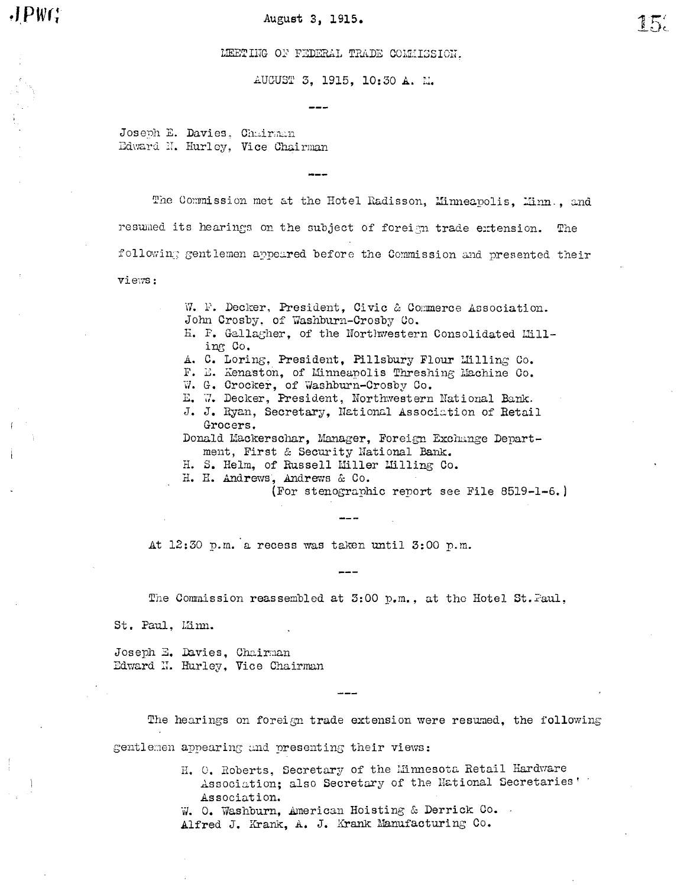August 3, 1915.

MEETING OF FEDERAL TRADE COMMISSION.

AUGUST 3, 1915, 10:30 A. M.

---

Joseph E. Davies, Chairman
Edward N. Hurley, Vice Chairman

---

The Commission met at the Hotel Radisson, Minneapolis, Minn., and resumed its hearings on the subject of foreign trade extension. The following gentlemen appeared before the Commission and presented their views:

W. F. Decker, President, Civic & Commerce Association.
John Crosby, of Washburn-Crosby Co.
H. F. Gallagher, of the Northwestern Consolidated Milling Co.
A. C. Loring, President, Pillsbury Flour Milling Co.
F. E. Kenaston, of Minneapolis Threshing Machine Co.
W. G. Crocker, of Washburn-Crosby Co.
E. W. Decker, President, Northwestern National Bank.
J. J. Ryan, Secretary, National Association of Retail Grocers.
Donald Mackerschar, Manager, Foreign Exchange Department, First & Security National Bank.
H. S. Helm, of Russell Miller Milling Co.
H. H. Andrews, Andrews & Co.
(For stenographic report see File 8519-1-6.)

---

At 12:30 p.m. a recess was taken until 3:00 p.m.

---

The Commission reassembled at 3:00 p.m., at the Hotel St. Paul, St. Paul, Minn.

Joseph E. Davies, Chairman
Edward N. Hurley, Vice Chairman

---

The hearings on foreign trade extension were resumed, the following gentlemen appearing and presenting their views:

H. O. Roberts, Secretary of the Minnesota Retail Hardware Association; also Secretary of the National Secretaries' Association.
W. O. Washburn, American Hoisting & Derrick Co.
Alfred J. Krank, A. J. Krank Manufacturing Co.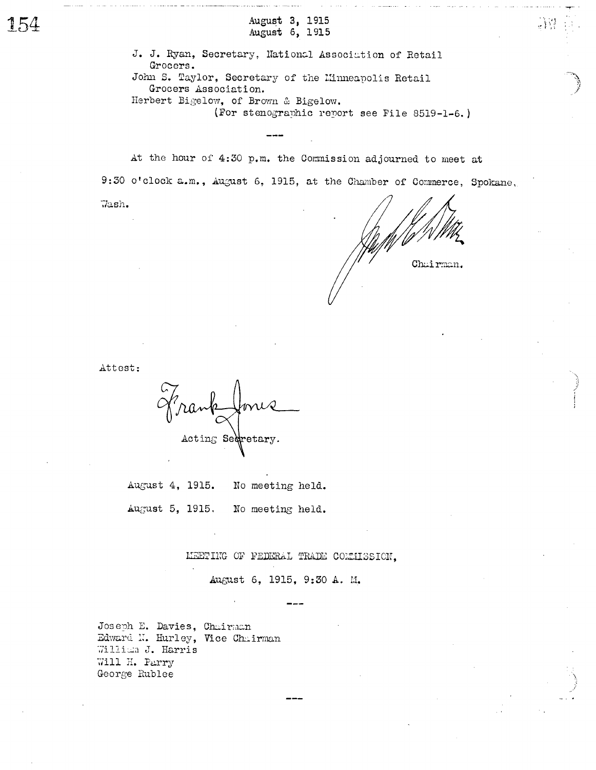August 3, 1915
August 6, 1915

J. J. Ryan, Secretary, National Association of Retail Grocers.
John S. Taylor, Secretary of the Minneapolis Retail Grocers Association.
Herbert Bigelow, of Brown & Bigelow.
(For stenographic report see File 8519-1-6.)

---

At the hour of 4:30 p.m. the Commission adjourned to meet at 9:30 o'clock a.m., August 6, 1915, at the Chamber of Commerce, Spokane, Wash.

Chairman.

Attest:

Frank Jones
Acting Secretary.

August 4, 1915. No meeting held.

August 5, 1915. No meeting held.

## MEETING OF FEDERAL TRADE COMMISSION,

August 6, 1915, 9:30 A. M.

---

Joseph E. Davies, Chairman
Edward N. Hurley, Vice Chairman
William J. Harris
Will H. Parry
George Rublee

---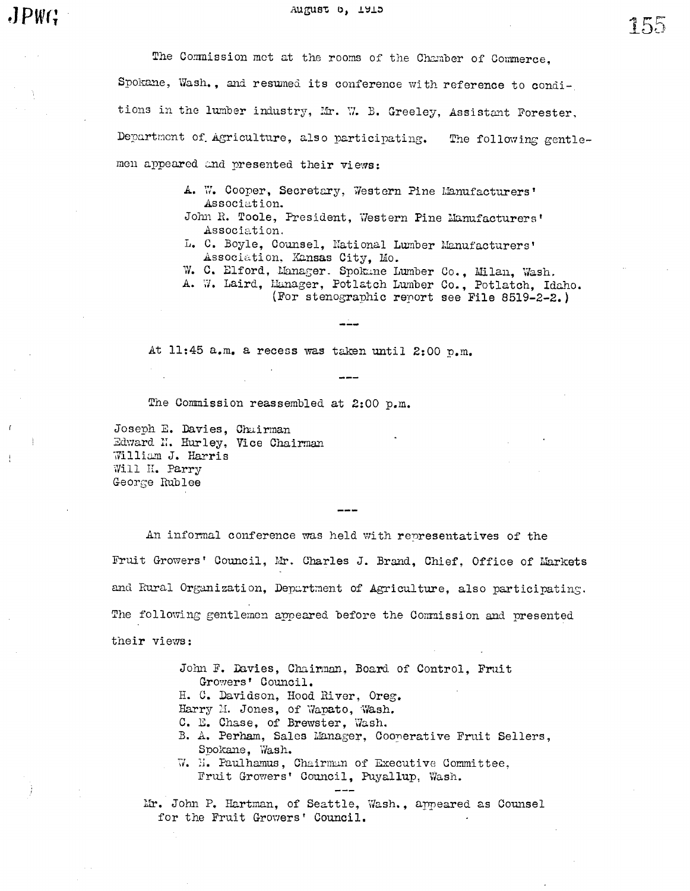August 6, 1915

The Commission met at the rooms of the Chamber of Commerce, Spokane, Wash., and resumed its conference with reference to conditions in the lumber industry, Mr. W. B. Greeley, Assistant Forester, Department of Agriculture, also participating. The following gentlemen appeared and presented their views:

- A. W. Cooper, Secretary, Western Pine Manufacturers' Association.
- John R. Toole, President, Western Pine Manufacturers' Association.
- L. C. Boyle, Counsel, National Lumber Manufacturers' Association, Kansas City, Mo.
- W. C. Elford, Manager. Spokane Lumber Co., Milan, Wash.
- A. W. Laird, Manager, Potlatch Lumber Co., Potlatch, Idaho.

(For stenographic report see File 8519-2-2.)

---

At 11:45 a.m. a recess was taken until 2:00 p.m.

---

The Commission reassembled at 2:00 p.m.

Joseph E. Davies, Chairman
Edward N. Hurley, Vice Chairman
William J. Harris
Will H. Parry
George Rublee

---

An informal conference was held with representatives of the Fruit Growers' Council, Mr. Charles J. Brand, Chief, Office of Markets and Rural Organization, Department of Agriculture, also participating. The following gentlemen appeared before the Commission and presented their views:

- John F. Davies, Chairman, Board of Control, Fruit Growers' Council.
- H. C. Davidson, Hood River, Oreg.
- Harry M. Jones, of Wapato, Wash.
- C. E. Chase, of Brewster, Wash.
- B. A. Perham, Sales Manager, Cooperative Fruit Sellers, Spokane, Wash.
- W. H. Paulhamus, Chairman of Executive Committee, Fruit Growers' Council, Puyallup, Wash.

---

Mr. John P. Hartman, of Seattle, Wash., appeared as Counsel for the Fruit Growers' Council.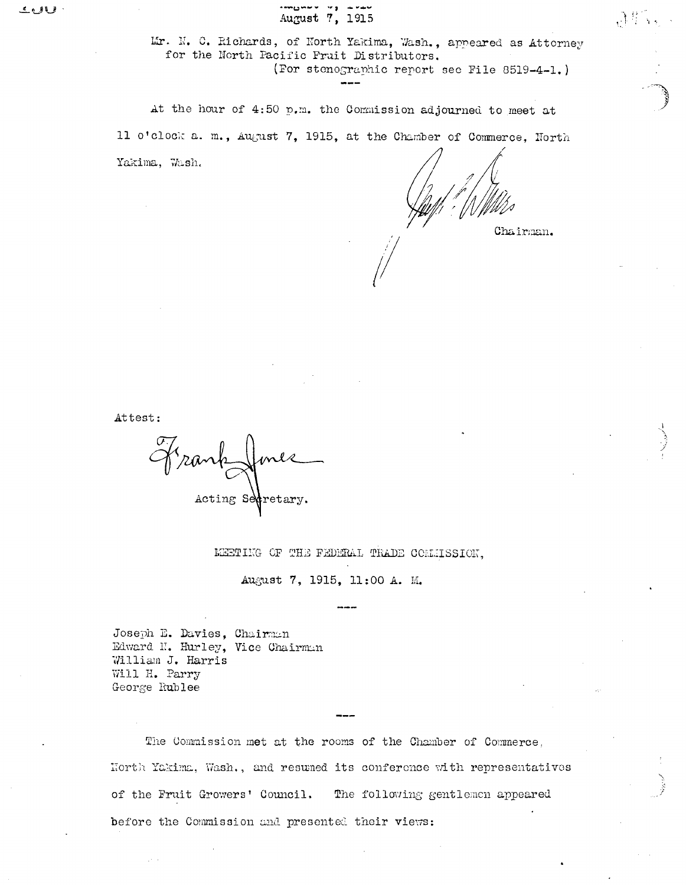August 7, 1915

Mr. N. C. Richards, of North Yakima, Wash., appeared as Attorney for the North Pacific Fruit Distributors.
(For stenographic report see File 8519-4-1.)

---

At the hour of 4:50 p.m. the Commission adjourned to meet at 11 o'clock a. m., August 7, 1915, at the Chamber of Commerce, North Yakima, Wash.

Chairman.

Attest:

Frank Jones

Acting Secretary.

MEETING OF THE FEDERAL TRADE COMMISSION,

August 7, 1915, 11:00 A. M.

---

Joseph E. Davies, Chairman
Edward N. Hurley, Vice Chairman
William J. Harris
Will H. Parry
George Rublee

---

The Commission met at the rooms of the Chamber of Commerce, North Yakima, Wash., and resumed its conference with representatives of the Fruit Growers' Council. The following gentlemen appeared before the Commission and presented their views: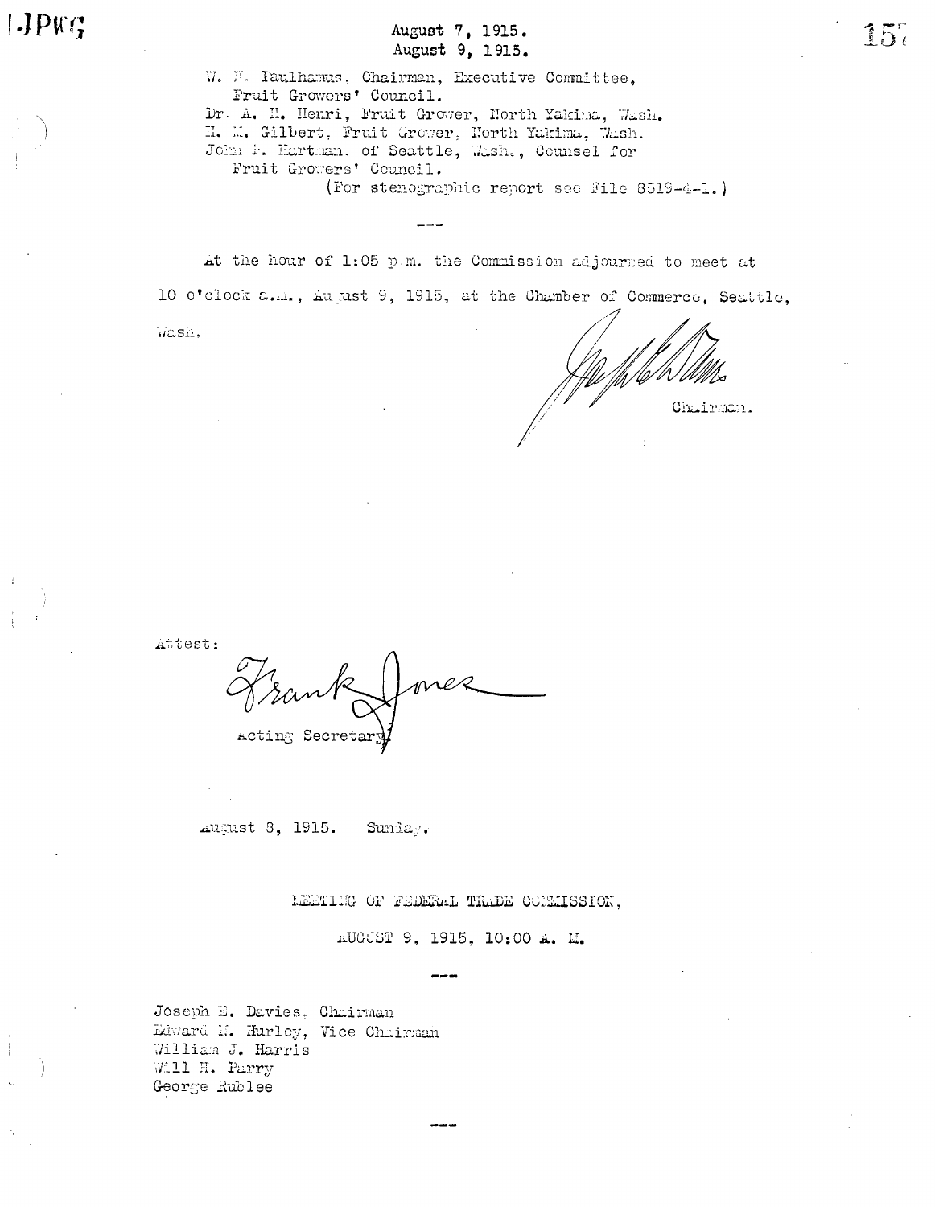August 7, 1915.
August 9, 1915.

W. H. Paulhamus, Chairman, Executive Committee, Fruit Growers' Council.
Dr. A. H. Henri, Fruit Grower, North Yakima, Wash.
H. M. Gilbert, Fruit Grower, North Yakima, Wash.
John P. Hartman, of Seattle, Wash., Counsel for Fruit Growers' Council.

(For stenographic report see File 8519-4-1.)

---

At the hour of 1:05 p.m. the Commission adjourned to meet at 10 o'clock a.m., August 9, 1915, at the Chamber of Commerce, Seattle, Wash.

Chairman.

Attest:

Frank Jones
Acting Secretary

August 8, 1915. Sunday.

MEETING OF FEDERAL TRADE COMMISSION,

AUGUST 9, 1915, 10:00 A. M.

---

Joseph E. Davies, Chairman
Edward N. Hurley, Vice Chairman
William J. Harris
Will H. Parry
George Rublee

---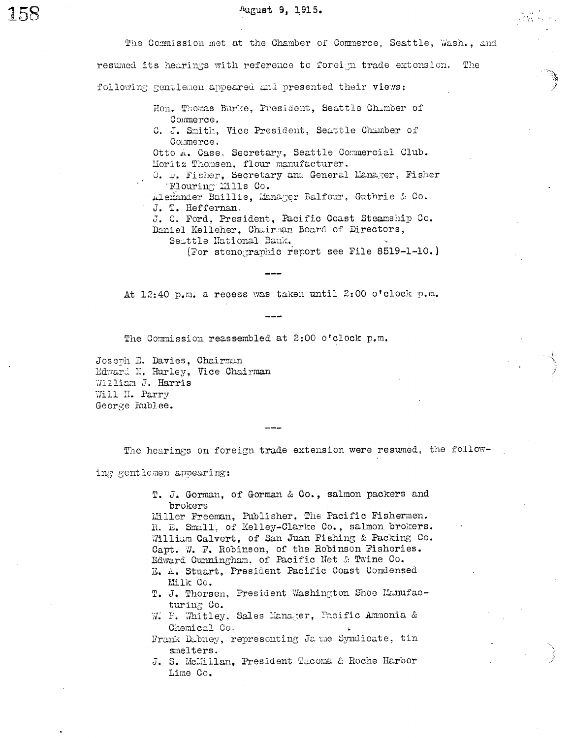August 9, 1915.

The Commission met at the Chamber of Commerce, Seattle, Wash., and resumed its hearings with reference to foreign trade extension. The following gentlemen appeared and presented their views:

- Hon. Thomas Burke, President, Seattle Chamber of Commerce.
- C. J. Smith, Vice President, Seattle Chamber of Commerce.
- Otto A. Case, Secretary, Seattle Commercial Club.
- Moritz Thomsen, flour manufacturer.
- O. D. Fisher, Secretary and General Manager, Fisher Flouring Mills Co.
- Alexander Baillie, Manager Balfour, Guthrie & Co.
- J. T. Heffernan.
- J. C. Ford, President, Pacific Coast Steamship Co.
- Daniel Kelleher, Chairman Board of Directors, Seattle National Bank.

(For stenographic report see File 8519-1-10.)

---

At 12:40 p.m. a recess was taken until 2:00 o'clock p.m.

---

The Commission reassembled at 2:00 o'clock p.m.

Joseph E. Davies, Chairman
Edward N. Hurley, Vice Chairman
William J. Harris
Will H. Parry
George Rublee.

---

The hearings on foreign trade extension were resumed, the following gentlemen appearing:

- T. J. Gorman, of Gorman & Co., salmon packers and brokers
- Miller Freeman, Publisher, The Pacific Fishermen.
- R. E. Small, of Kelley-Clarke Co., salmon brokers.
- William Calvert, of San Juan Fishing & Packing Co.
- Capt. W. F. Robinson, of the Robinson Fisheries.
- Edward Cunningham, of Pacific Net & Twine Co.
- E. A. Stuart, President Pacific Coast Condensed Milk Co.
- T. J. Thorsen, President Washington Shoe Manufacturing Co.
- W. F. Whitley, Sales Manager, Pacific Ammonia & Chemical Co.
- Frank Dabney, representing Jame Syndicate, tin smelters.
- J. S. McMillan, President Tacoma & Roche Harbor Lime Co.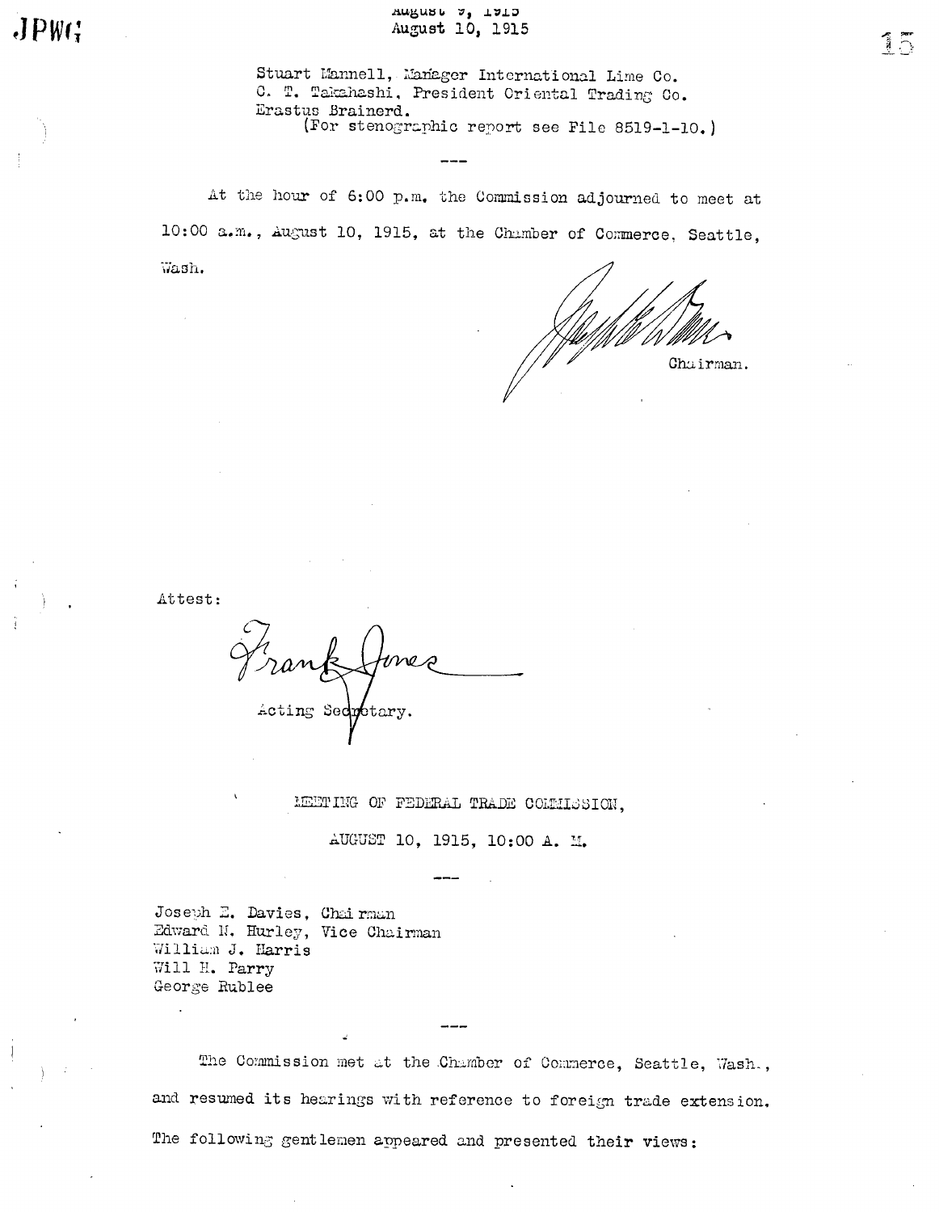August 9, 1915
August 10, 1915

Stuart Mannell, Manager International Lime Co.
C. T. Takahashi, President Oriental Trading Co.
Erastus Brainerd.
(For stenographic report see File 8519-1-10.)

---

At the hour of 6:00 p.m. the Commission adjourned to meet at 10:00 a.m., August 10, 1915, at the Chamber of Commerce, Seattle, Wash.

Chairman.

Attest:

Frank Jones
Acting Secretary.

MEETING OF FEDERAL TRADE COMMISSION,

AUGUST 10, 1915, 10:00 A. M.

---

Joseph E. Davies, Chairman
Edward N. Hurley, Vice Chairman
William J. Harris
Will H. Parry
George Rublee

---

The Commission met at the Chamber of Commerce, Seattle, Wash., and resumed its hearings with reference to foreign trade extension. The following gentlemen appeared and presented their views: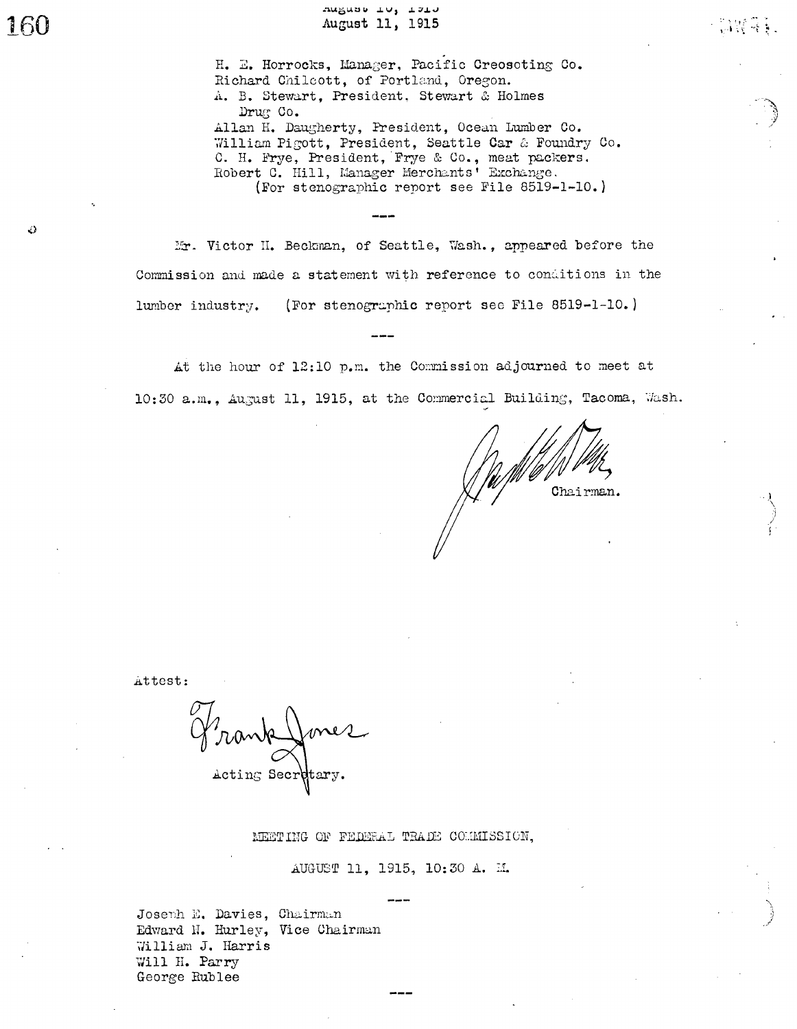H. E. Horrocks, Manager, Pacific Creosoting Co.
Richard Chilcott, of Portland, Oregon.
A. B. Stewart, President, Stewart & Holmes Drug Co.
Allan H. Daugherty, President, Ocean Lumber Co.
William Pigott, President, Seattle Car & Foundry Co.
C. H. Frye, President, Frye & Co., meat packers.
Robert C. Hill, Manager Merchants' Exchange.
(For stenographic report see File 8519-1-10.)

---

Mr. Victor H. Beckman, of Seattle, Wash., appeared before the Commission and made a statement with reference to conditions in the lumber industry. (For stenographic report see File 8519-1-10.)

---

At the hour of 12:10 p.m. the Commission adjourned to meet at 10:30 a.m., August 11, 1915, at the Commercial Building, Tacoma, Wash.

Chairman.

Attest:

Frank Jones
Acting Secretary.

MEETING OF FEDERAL TRADE COMMISSION,

AUGUST 11, 1915, 10:30 A. M.

---

Joseph E. Davies, Chairman
Edward N. Hurley, Vice Chairman
William J. Harris
Will H. Parry
George Rublee

---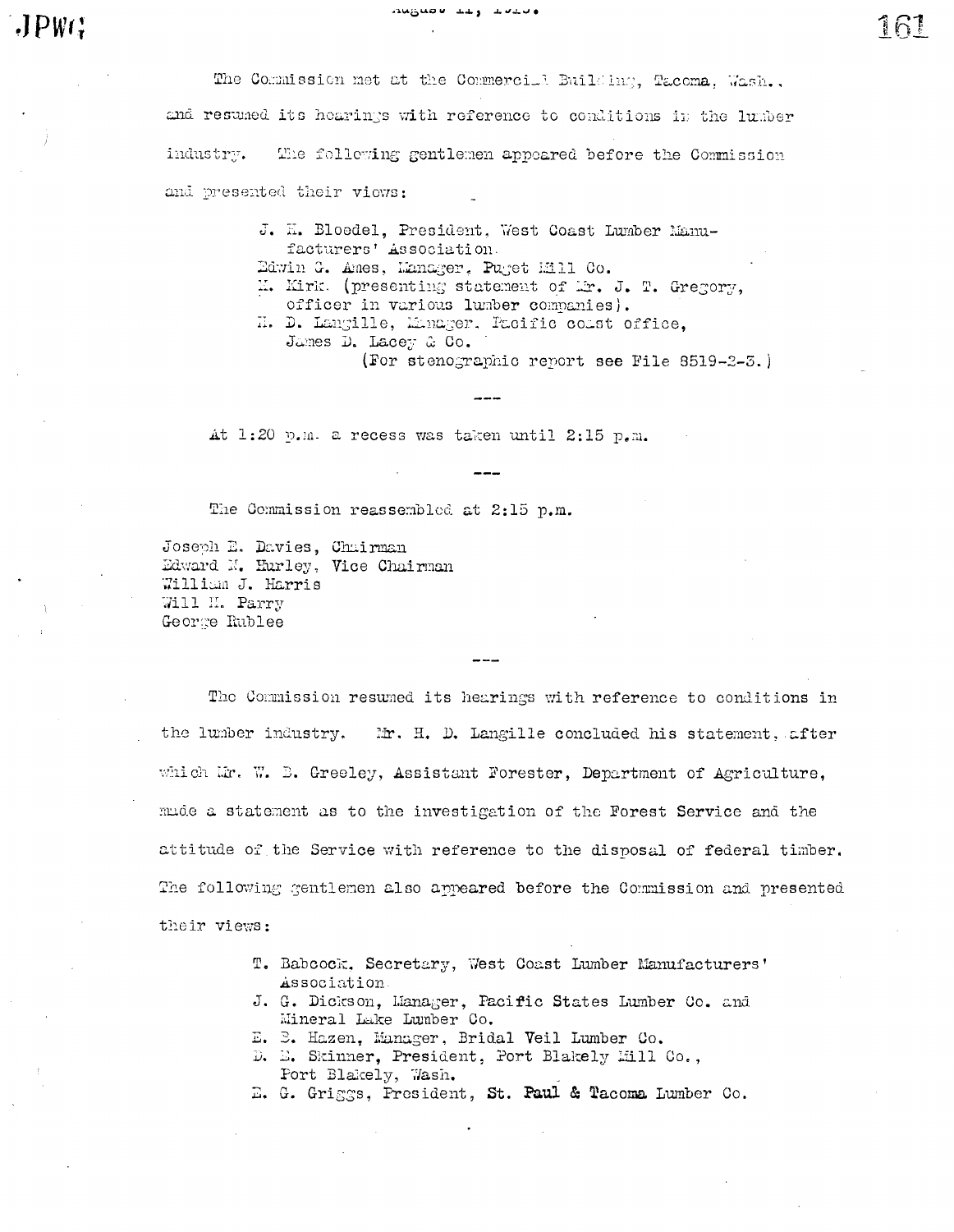The Commission met at the Commercial Building, Tacoma, Wash., and resumed its hearings with reference to conditions in the lumber industry. The following gentlemen appeared before the Commission and presented their views:

> J. H. Bloedel, President, West Coast Lumber Manufacturers' Association.
> Edwin G. Ames, Manager, Puget Mill Co.
> M. Kirk. (presenting statement of Mr. J. T. Gregory, officer in various lumber companies).
> H. D. Langille, Manager, Pacific coast office, James D. Lacey & Co.
> (For stenographic report see File 8519-2-3.)

---

At 1:20 p.m. a recess was taken until 2:15 p.m.

---

The Commission reassembled at 2:15 p.m.

Joseph E. Davies, Chairman
Edward N. Hurley, Vice Chairman
William J. Harris
Will H. Parry
George Rublee

---

The Commission resumed its hearings with reference to conditions in the lumber industry. Mr. H. D. Langille concluded his statement, after which Mr. W. B. Greeley, Assistant Forester, Department of Agriculture, made a statement as to the investigation of the Forest Service and the attitude of the Service with reference to the disposal of federal timber. The following gentlemen also appeared before the Commission and presented their views:

> T. Babcock, Secretary, West Coast Lumber Manufacturers' Association.
> J. G. Dickson, Manager, Pacific States Lumber Co. and Mineral Lake Lumber Co.
> E. B. Hazen, Manager, Bridal Veil Lumber Co.
> D. E. Skinner, President, Port Blakely Mill Co., Port Blakely, Wash.
> E. G. Griggs, President, St. Paul & Tacoma Lumber Co.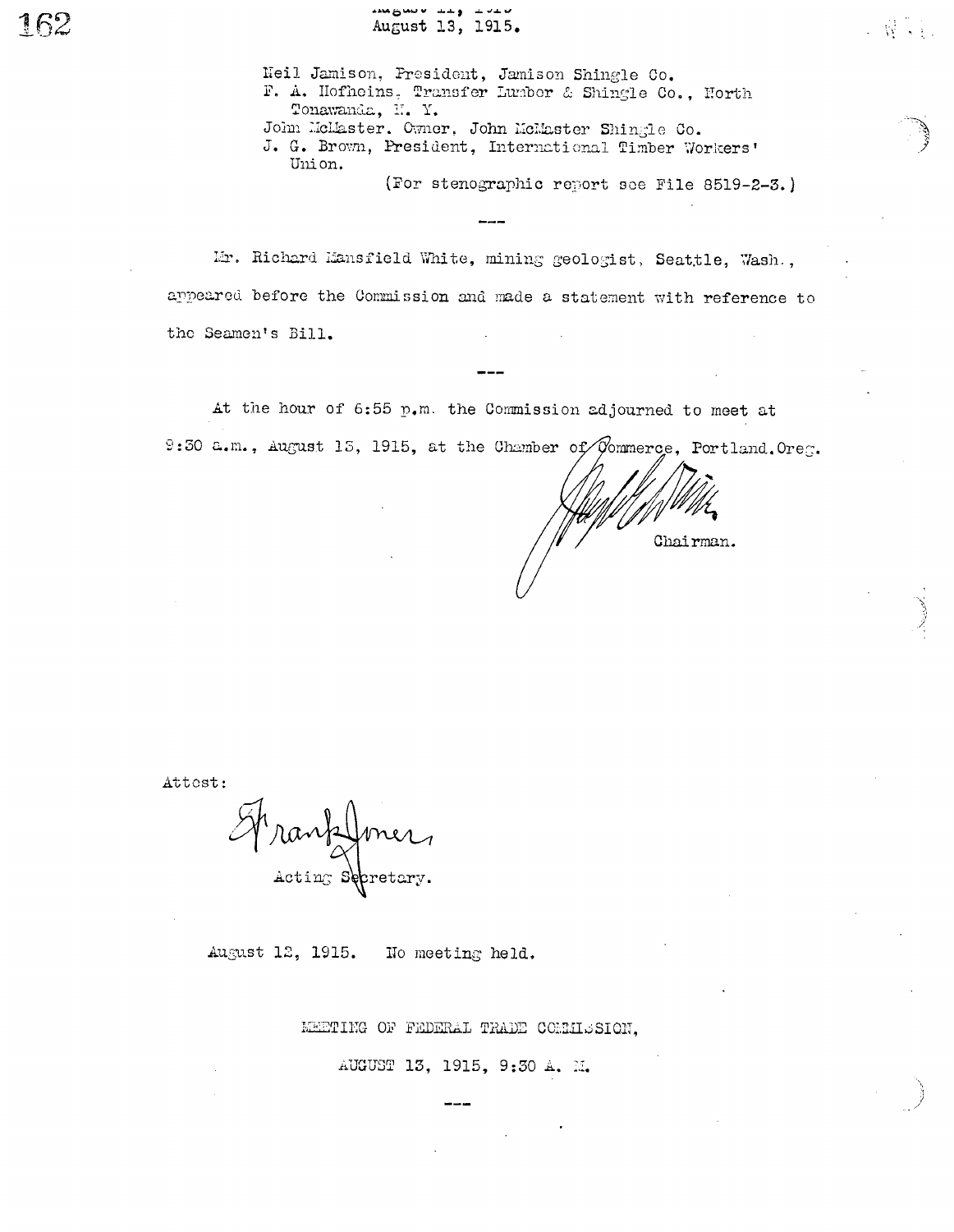August 13, 1915.

Neil Jamison, President, Jamison Shingle Co.
F. A. Hofheins, Transfer Lumber & Shingle Co., North Tonawanda, N. Y.
John McMaster. Owner, John McMaster Shingle Co.
J. G. Brown, President, International Timber Workers' Union.

(For stenographic report see File 8519-2-3.)

---

Mr. Richard Mansfield White, mining geologist, Seattle, Wash., appeared before the Commission and made a statement with reference to the Seamen's Bill.

---

At the hour of 6:55 p.m. the Commission adjourned to meet at 9:30 a.m., August 13, 1915, at the Chamber of Commerce, Portland.Oreg.

Chairman.

Attest:

Frank Jones
Acting Secretary.

August 12, 1915. No meeting held.

MEETING OF FEDERAL TRADE COMMISSION,

AUGUST 13, 1915, 9:30 A. M.

---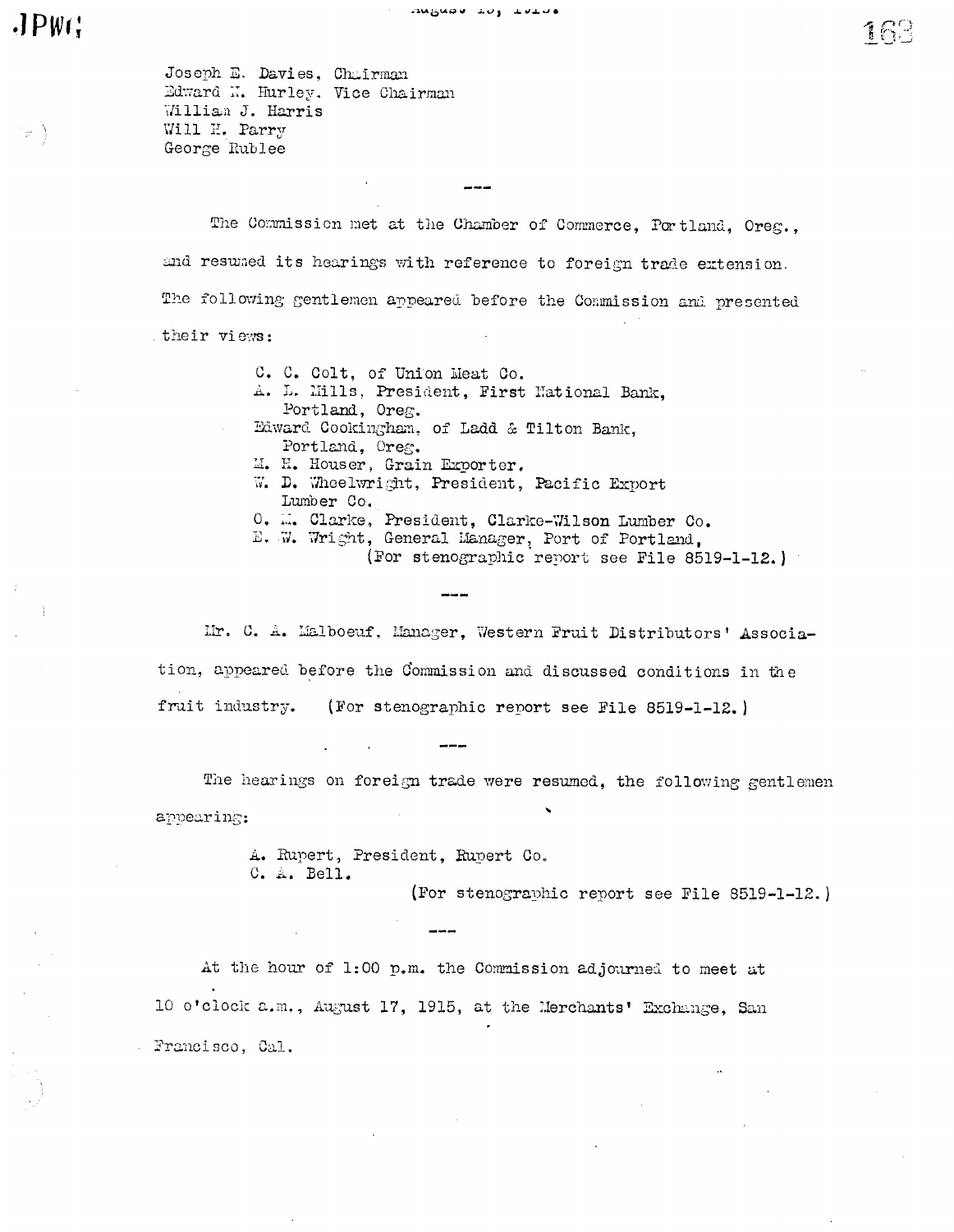Joseph E. Davies, Chairman
Edward N. Hurley, Vice Chairman
William J. Harris
Will H. Parry
George Rublee

---

The Commission met at the Chamber of Commerce, Portland, Oreg., and resumed its hearings with reference to foreign trade extension. The following gentlemen appeared before the Commission and presented their views:

- C. C. Colt, of Union Meat Co.
- A. L. Mills, President, First National Bank, Portland, Oreg.
- Edward Cookingham, of Ladd & Tilton Bank, Portland, Oreg.
- M. H. Houser, Grain Exporter.
- W. D. Wheelwright, President, Pacific Export Lumber Co.
- O. M. Clarke, President, Clarke-Wilson Lumber Co.
- E. W. Wright, General Manager, Port of Portland,

(For stenographic report see File 8519-1-12.)

---

Mr. C. A. Malboeuf, Manager, Western Fruit Distributors' Association, appeared before the Commission and discussed conditions in the fruit industry. (For stenographic report see File 8519-1-12.)

---

The hearings on foreign trade were resumed, the following gentlemen appearing:

- A. Rupert, President, Rupert Co.
- C. A. Bell.

(For stenographic report see File 8519-1-12.)

---

At the hour of 1:00 p.m. the Commission adjourned to meet at 10 o'clock a.m., August 17, 1915, at the Merchants' Exchange, San Francisco, Cal.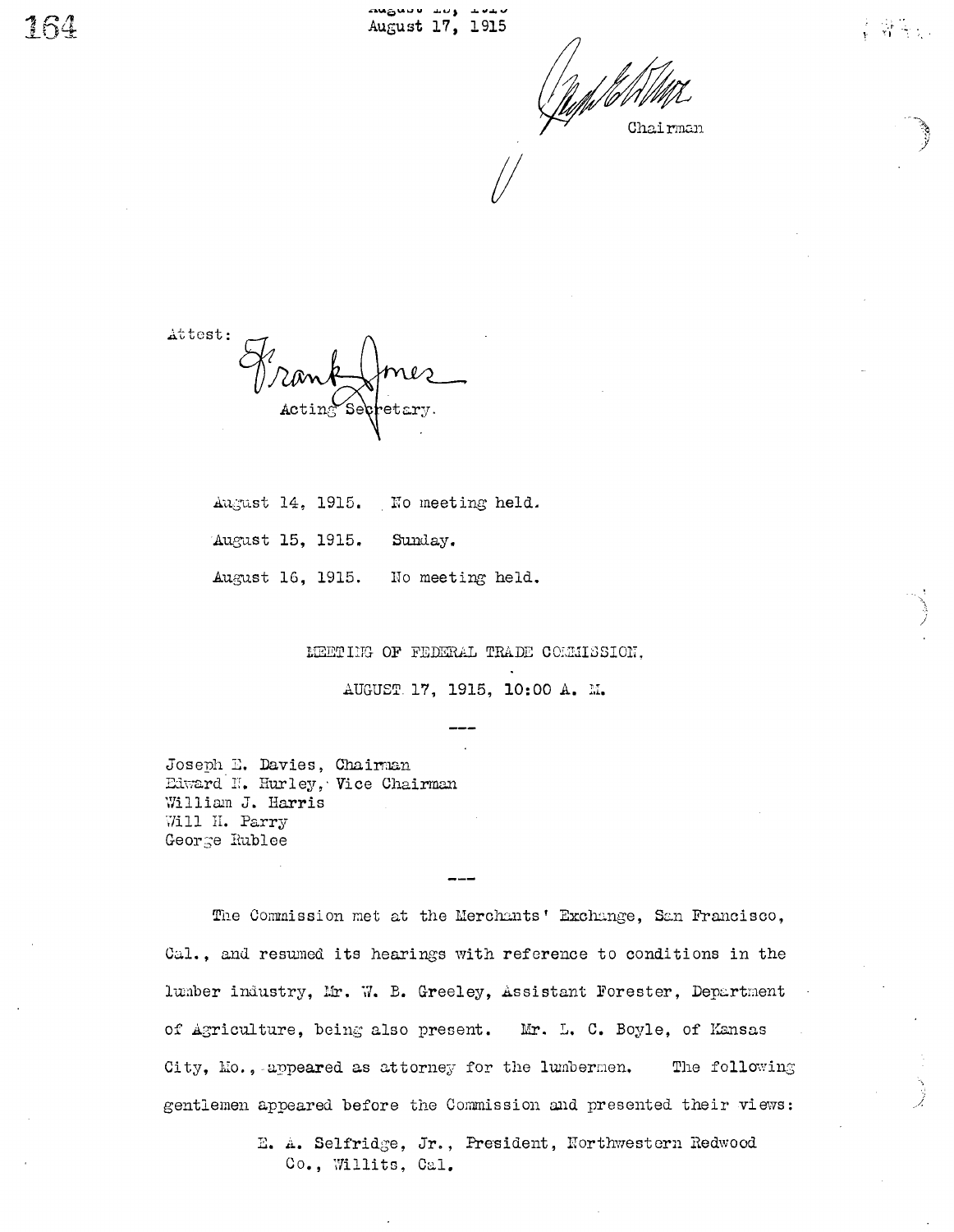August 17, 1915

Chairman

Attest:

Frank Jones
Acting Secretary.

August 14, 1915. No meeting held.

August 15, 1915. Sunday.

August 16, 1915. No meeting held.

MEETING OF FEDERAL TRADE COMMISSION,

AUGUST 17, 1915, 10:00 A. M.

---

Joseph E. Davies, Chairman
Edward N. Hurley, Vice Chairman
William J. Harris
Will H. Parry
George Rublee

---

The Commission met at the Merchants' Exchange, San Francisco, Cal., and resumed its hearings with reference to conditions in the lumber industry, Mr. W. B. Greeley, Assistant Forester, Department of Agriculture, being also present. Mr. L. C. Boyle, of Kansas City, Mo., appeared as attorney for the lumbermen. The following gentlemen appeared before the Commission and presented their views:

E. A. Selfridge, Jr., President, Northwestern Redwood Co., Willits, Cal.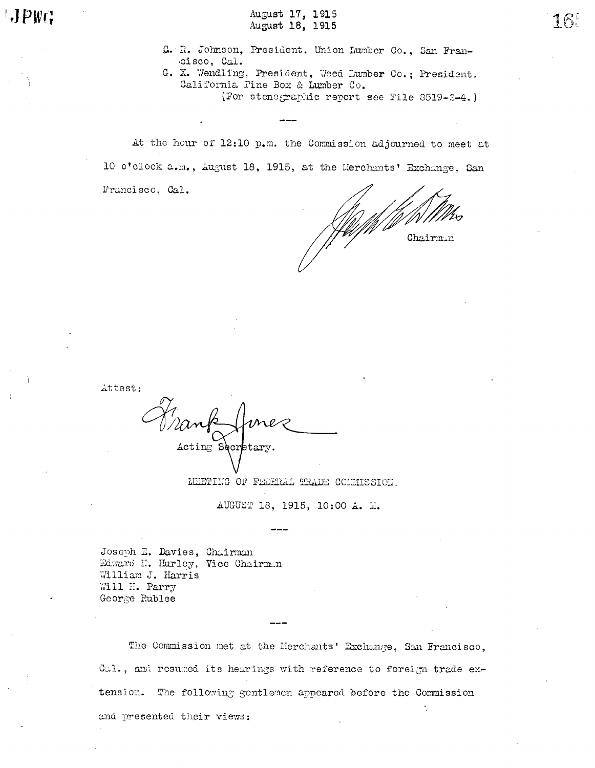C. R. Johnson, President, Union Lumber Co., San Francisco, Cal.

G. X. Wendling, President, Weed Lumber Co.; President, California Pine Box & Lumber Co.

(For stenographic report see File 8519-2-4.)

---

At the hour of 12:10 p.m. the Commission adjourned to meet at 10 o'clock a.m., August 18, 1915, at the Merchants' Exchange, San Francisco, Cal.

Chairman

Attest:

Frank Jones

Acting Secretary.

MEETING OF FEDERAL TRADE COMMISSION.

AUGUST 18, 1915, 10:00 A. M.

---

Joseph E. Davies, Chairman
Edward N. Hurley, Vice Chairman
William J. Harris
Will H. Parry
George Rublee

---

The Commission met at the Merchants' Exchange, San Francisco, Cal., and resumed its hearings with reference to foreign trade extension. The following gentlemen appeared before the Commission and presented their views: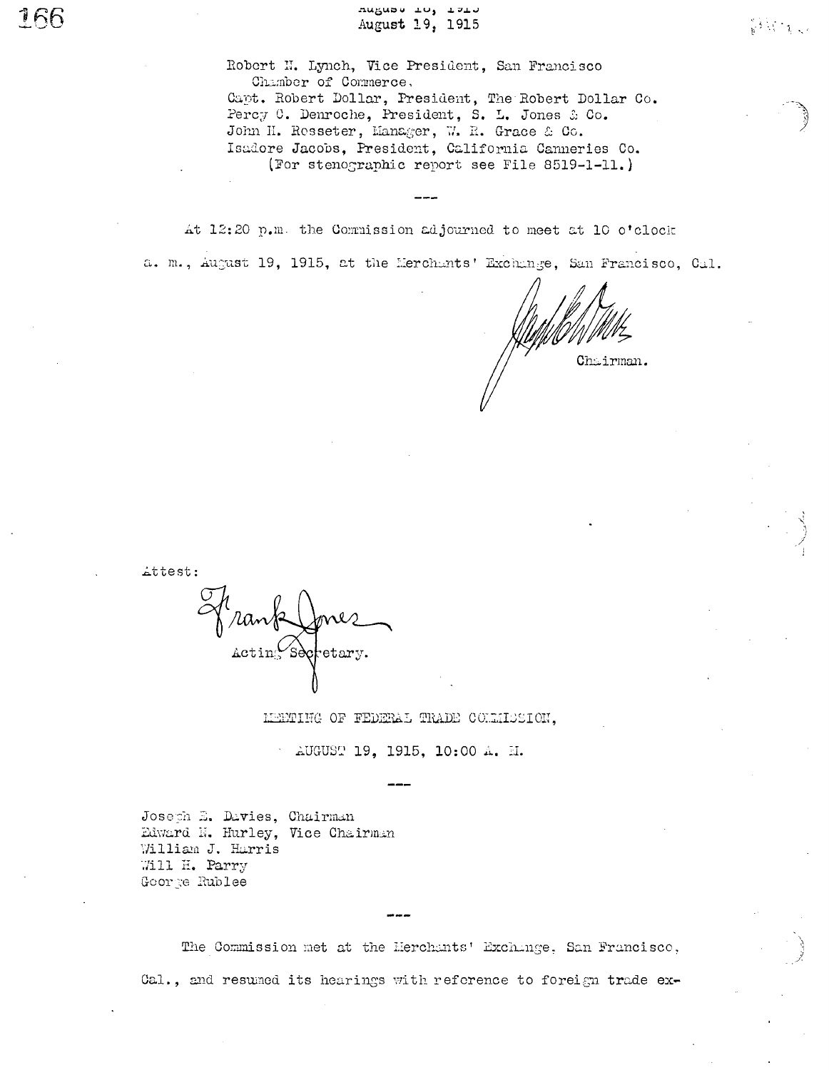Robert N. Lynch, Vice President, San Francisco Chamber of Commerce.
Capt. Robert Dollar, President, The Robert Dollar Co.
Percy C. Denroche, President, S. L. Jones & Co.
John H. Rosseter, Manager, W. R. Grace & Co.
Isadore Jacobs, President, California Canneries Co.
(For stenographic report see File 8519-1-11.)

---

At 12:20 p.m. the Commission adjourned to meet at 10 o'clock a. m., August 19, 1915, at the Merchants' Exchange, San Francisco, Cal.

Chairman.

Attest:

Frank Jones
Acting Secretary.

MEETING OF FEDERAL TRADE COMMISSION,

AUGUST 19, 1915, 10:00 A. M.

---

Joseph E. Davies, Chairman
Edward N. Hurley, Vice Chairman
William J. Harris
Will H. Parry
George Rublee

---

The Commission met at the Merchants' Exchange, San Francisco, Cal., and resumed its hearings with reference to foreign trade ex-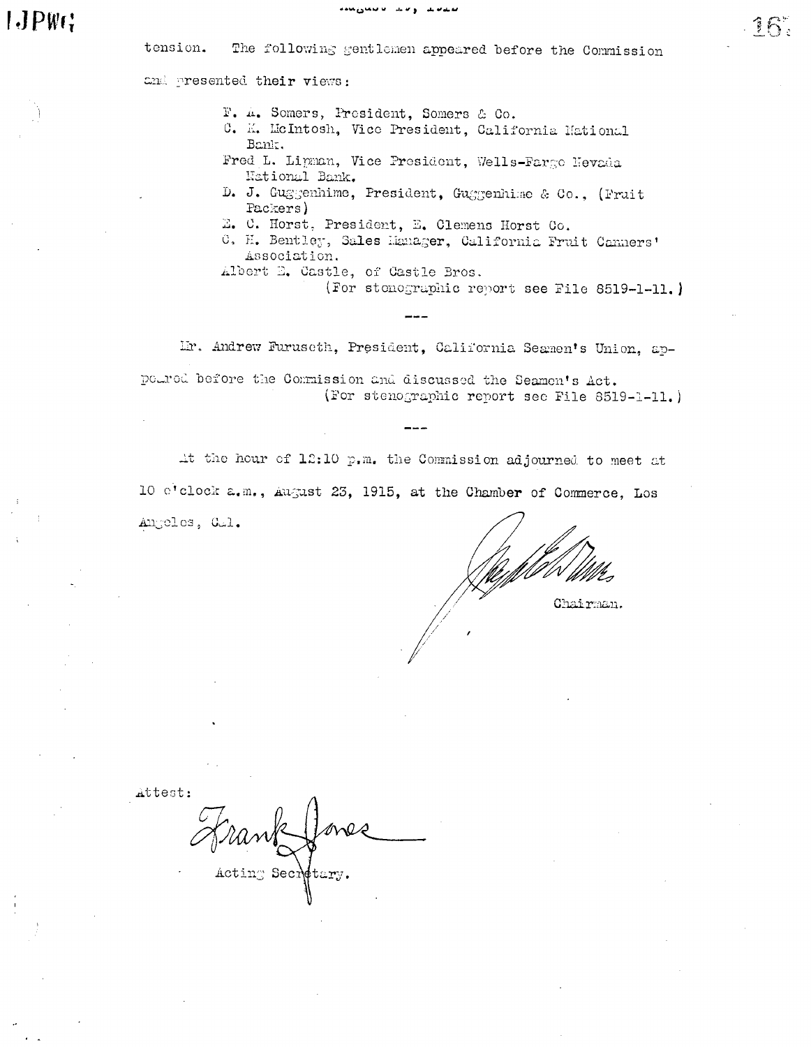tension. The following gentlemen appeared before the Commission and presented their views:

F. A. Somers, President, Somers & Co.
C. K. McIntosh, Vice President, California National Bank.
Fred L. Lipman, Vice President, Wells-Fargo Nevada National Bank.
D. J. Guggenhime, President, Guggenhime & Co., (Fruit Packers)
E. C. Horst, President, E. Clemens Horst Co.
C. H. Bentley, Sales Manager, California Fruit Canners' Association.
Albert E. Castle, of Castle Bros.
(For stenographic report see File 8519-1-11.)

---

Mr. Andrew Furuseth, President, California Seamen's Union, appeared before the Commission and discussed the Seamen's Act.
(For stenographic report see File 8519-1-11.)

---

At the hour of 12:10 p.m. the Commission adjourned to meet at 10 o'clock a.m., August 23, 1915, at the Chamber of Commerce, Los Angeles, Cal.

Chairman.

Attest:

Frank Jones

Acting Secretary.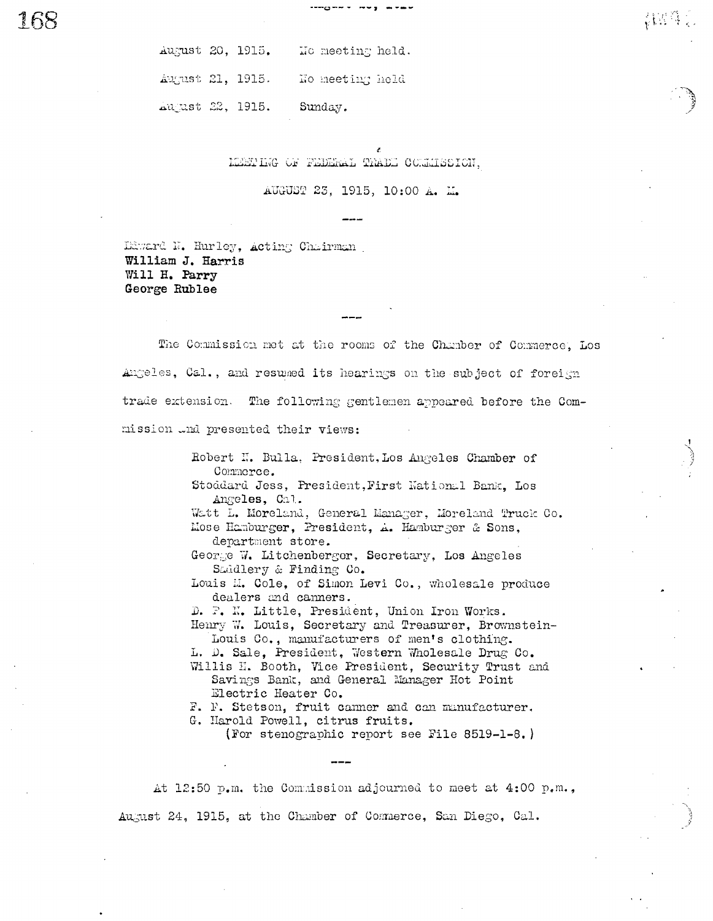August 20, 1915. No meeting held.

August 21, 1915. No meeting held

August 22, 1915. Sunday.

MEETING OF FEDERAL TRADE COMMISSION,

AUGUST 23, 1915, 10:00 A. M.

---

Edward N. Hurley, Acting Chairman
William J. Harris
Will H. Parry
George Rublee

---

The Commission met at the rooms of the Chamber of Commerce, Los Angeles, Cal., and resumed its hearings on the subject of foreign trade extension. The following gentlemen appeared before the Commission and presented their views:

Robert N. Bulla, President, Los Angeles Chamber of Commerce.
Stoddard Jess, President, First National Bank, Los Angeles, Cal.
Watt L. Moreland, General Manager, Moreland Truck Co.
Mose Hamburger, President, A. Hamburger & Sons, department store.
George W. Litchenberger, Secretary, Los Angeles Saddlery & Finding Co.
Louis M. Cole, of Simon Levi Co., wholesale produce dealers and canners.
D. F. K. Little, President, Union Iron Works.
Henry W. Louis, Secretary and Treasurer, Brownstein-Louis Co., manufacturers of men's clothing.
L. D. Sale, President, Western Wholesale Drug Co.
Willis H. Booth, Vice President, Security Trust and Savings Bank, and General Manager Hot Point Electric Heater Co.
F. F. Stetson, fruit canner and can manufacturer.
G. Harold Powell, citrus fruits.
(For stenographic report see File 8519-1-8.)

---

At 12:50 p.m. the Commission adjourned to meet at 4:00 p.m., August 24, 1915, at the Chamber of Commerce, San Diego, Cal.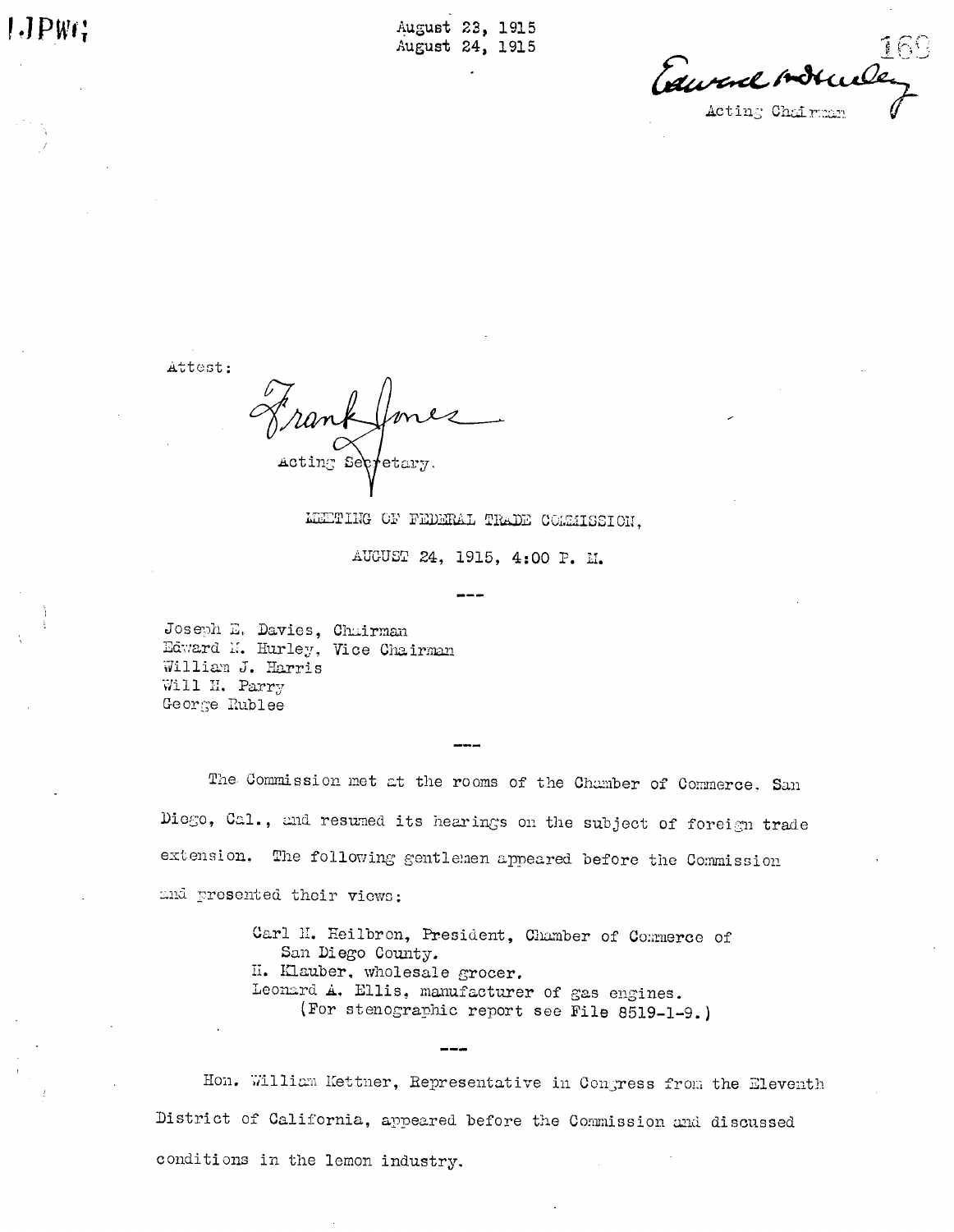August 23, 1915
August 24, 1915

Edward N. Hurley
Acting Chairman

Attest:

Frank Jones
Acting Secretary.

MEETING OF FEDERAL TRADE COMMISSION,

AUGUST 24, 1915, 4:00 P. M.

---

Joseph E. Davies, Chairman
Edward N. Hurley, Vice Chairman
William J. Harris
Will H. Parry
George Rublee

---

The Commission met at the rooms of the Chamber of Commerce, San Diego, Cal., and resumed its hearings on the subject of foreign trade extension. The following gentlemen appeared before the Commission and presented their views:

> Carl H. Heilbron, President, Chamber of Commerce of San Diego County.
> H. Klauber, wholesale grocer.
> Leonard A. Ellis, manufacturer of gas engines.
> (For stenographic report see File 8519-1-9.)

---

Hon. William Kettner, Representative in Congress from the Eleventh District of California, appeared before the Commission and discussed conditions in the lemon industry.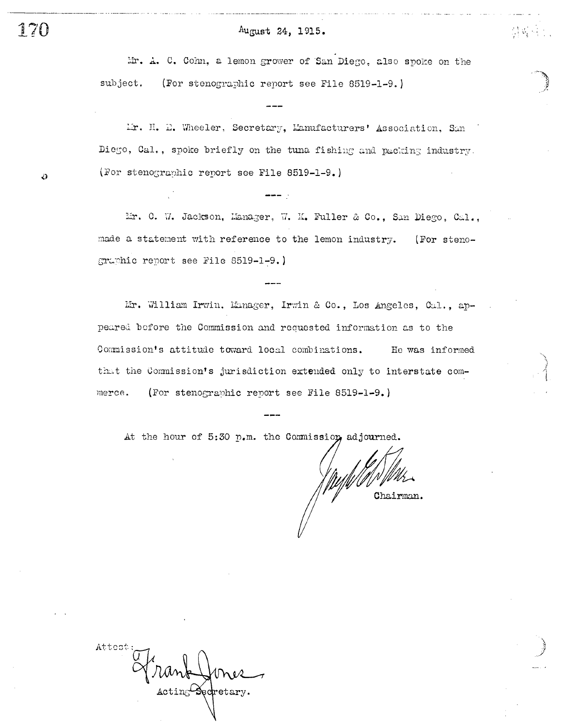August 24, 1915.

Mr. A. C. Cohn, a lemon grower of San Diego, also spoke on the subject. (For stenographic report see File 8519-1-9.)

---

Mr. H. E. Wheeler, Secretary, Manufacturers' Association, San Diego, Cal., spoke briefly on the tuna fishing and packing industry. (For stenographic report see File 8519-1-9.)

---

Mr. C. W. Jackson, Manager, W. K. Fuller & Co., San Diego, Cal., made a statement with reference to the lemon industry. (For stenographic report see File 8519-1-9.)

---

Mr. William Irwin, Manager, Irwin & Co., Los Angeles, Cal., appeared before the Commission and requested information as to the Commission's attitude toward local combinations. He was informed that the Commission's jurisdiction extended only to interstate commerce. (For stenographic report see File 8519-1-9.)

---

At the hour of 5:30 p.m. the Commission adjourned.

Joseph E. Davies
Chairman.

Attest:

Frank Jones
Acting Secretary.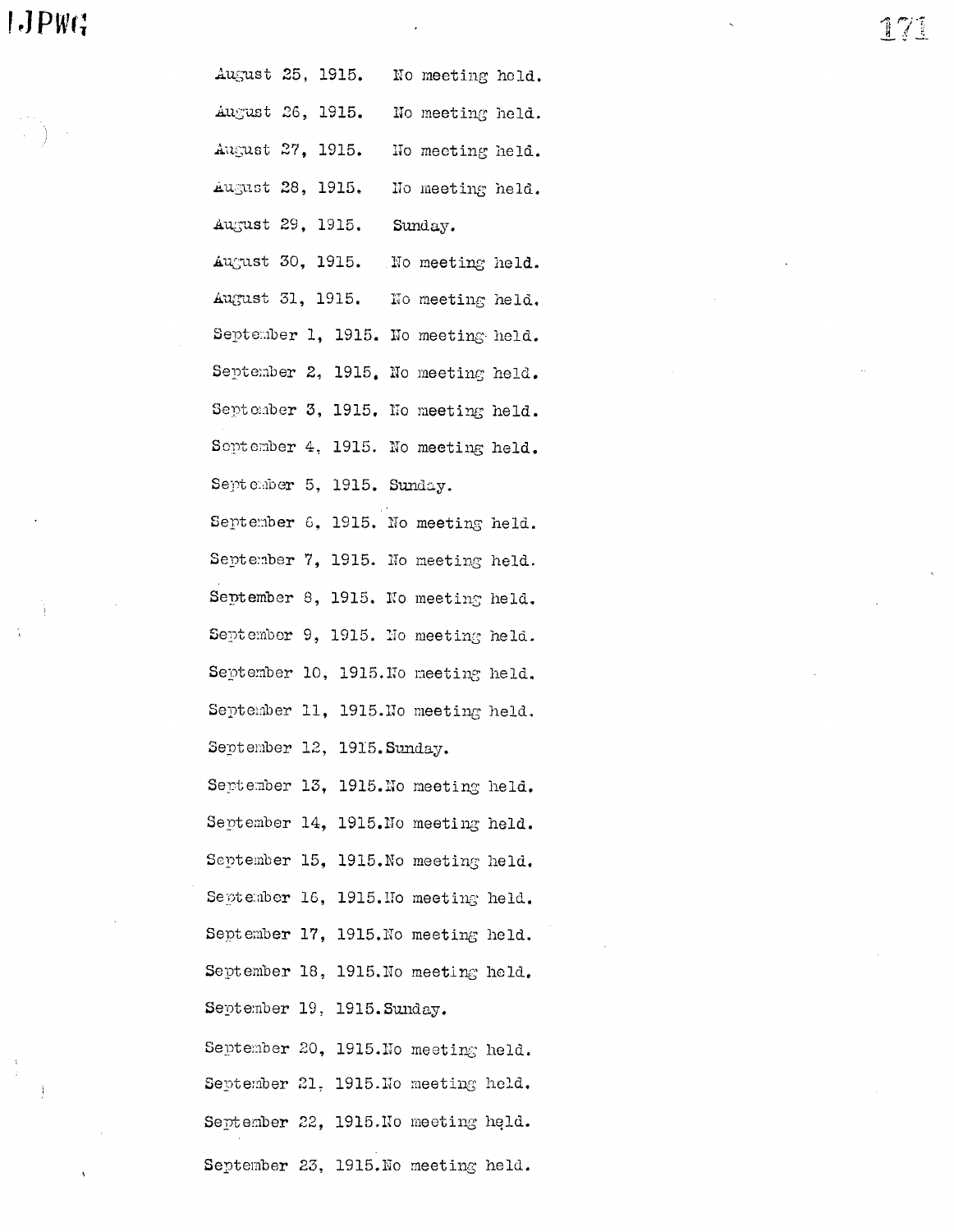August 25, 1915. No meeting held.

August 26, 1915. No meeting held.

August 27, 1915. No meeting held.

August 28, 1915. No meeting held.

August 29, 1915. Sunday.

August 30, 1915. No meeting held.

August 31, 1915. No meeting held.

September 1, 1915. No meeting held.

September 2, 1915. No meeting held.

September 3, 1915. No meeting held.

September 4, 1915. No meeting held.

September 5, 1915. Sunday.

September 6, 1915. No meeting held.

September 7, 1915. No meeting held.

September 8, 1915. No meeting held.

September 9, 1915. No meeting held.

September 10, 1915. No meeting held.

September 11, 1915. No meeting held.

September 12, 1915. Sunday.

September 13, 1915. No meeting held.

September 14, 1915. No meeting held.

September 15, 1915. No meeting held.

September 16, 1915. No meeting held.

September 17, 1915. No meeting held.

September 18, 1915. No meeting held.

September 19, 1915. Sunday.

September 20, 1915. No meeting held.

September 21, 1915. No meeting held.

September 22, 1915. No meeting held.

September 23, 1915. No meeting held.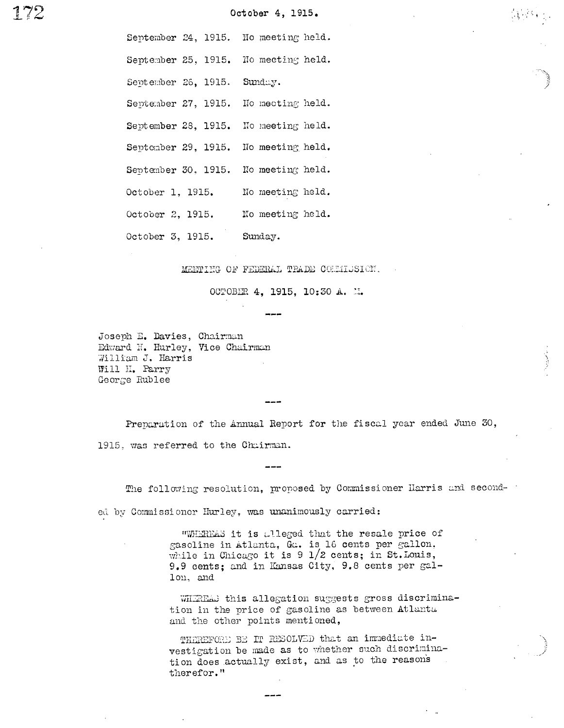October 4, 1915.

September 24, 1915. No meeting held.

September 25, 1915. No meeting held.

September 26, 1915. Sunday.

September 27, 1915. No meeting held.

September 28, 1915. No meeting held.

September 29, 1915. No meeting held.

September 30, 1915. No meeting held.

October 1, 1915. No meeting held.

October 2, 1915. No meeting held.

October 3, 1915. Sunday.

MEETING OF FEDERAL TRADE COMMISSION.

OCTOBER 4, 1915, 10:30 A. M.

---

Joseph E. Davies, Chairman
Edward N. Hurley, Vice Chairman
William J. Harris
Will H. Parry
George Rublee

---

Preparation of the Annual Report for the fiscal year ended June 30, 1915, was referred to the Chairman.

---

The following resolution, proposed by Commissioner Harris and seconded by Commissioner Hurley, was unanimously carried:

> "WHEREAS it is alleged that the resale price of gasoline in Atlanta, Ga. is 16 cents per gallon, while in Chicago it is 9 1/2 cents; in St. Louis, 9.9 cents; and in Kansas City, 9.8 cents per gallon, and
>
> WHEREAS this allegation suggests gross discrimination in the price of gasoline as between Atlanta and the other points mentioned,
>
> THEREFORE BE IT RESOLVED that an immediate investigation be made as to whether such discrimination does actually exist, and as to the reasons therefor."

---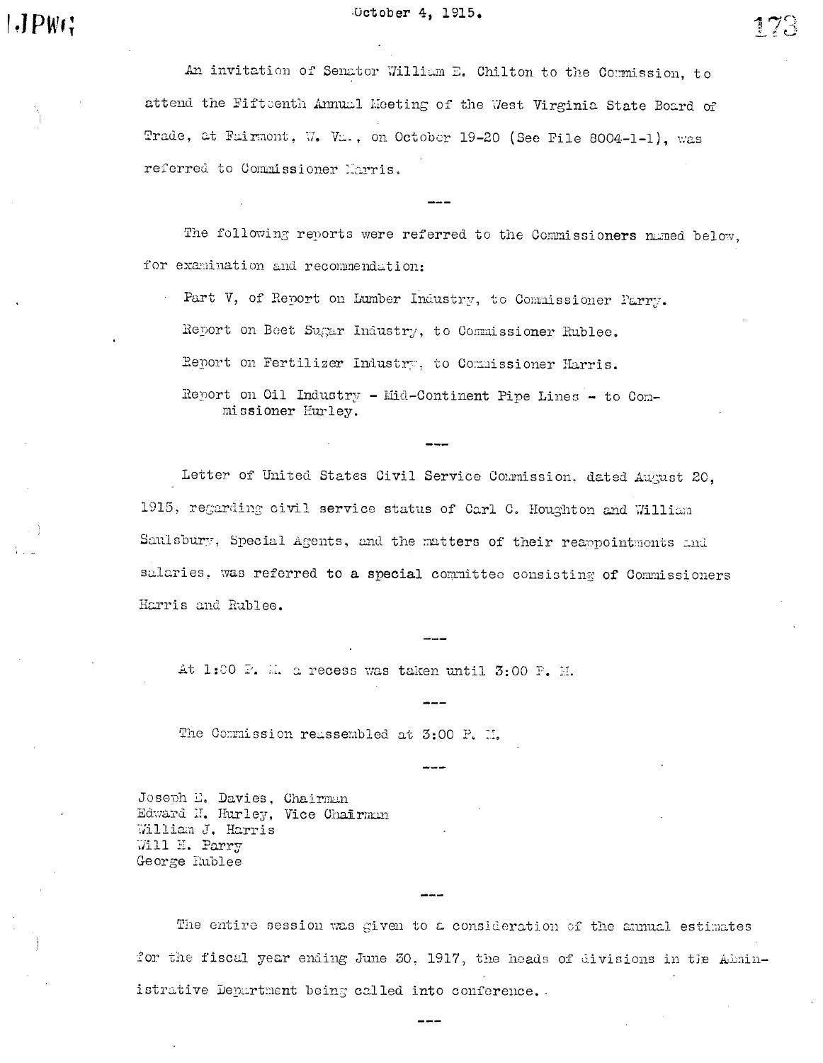October 4, 1915.

An invitation of Senator William E. Chilton to the Commission, to attend the Fifteenth Annual Meeting of the West Virginia State Board of Trade, at Fairmont, W. Va., on October 19-20 (See File 8004-1-1), was referred to Commissioner Harris.

---

The following reports were referred to the Commissioners named below, for examination and recommendation:

Part V, of Report on Lumber Industry, to Commissioner Parry.

Report on Beet Sugar Industry, to Commissioner Rublee.

Report on Fertilizer Industry, to Commissioner Harris.

Report on Oil Industry - Mid-Continent Pipe Lines - to Commissioner Hurley.

---

Letter of United States Civil Service Commission, dated August 20, 1915, regarding civil service status of Carl C. Houghton and William Saulsbury, Special Agents, and the matters of their reappointments and salaries, was referred to a special committee consisting of Commissioners Harris and Rublee.

---

At 1:00 P. M. a recess was taken until 3:00 P. M.

---

The Commission reassembled at 3:00 P. M.

---

Joseph E. Davies, Chairman
Edward N. Hurley, Vice Chairman
William J. Harris
Will H. Parry
George Rublee

---

The entire session was given to a consideration of the annual estimates for the fiscal year ending June 30, 1917, the heads of divisions in the Administrative Department being called into conference.

---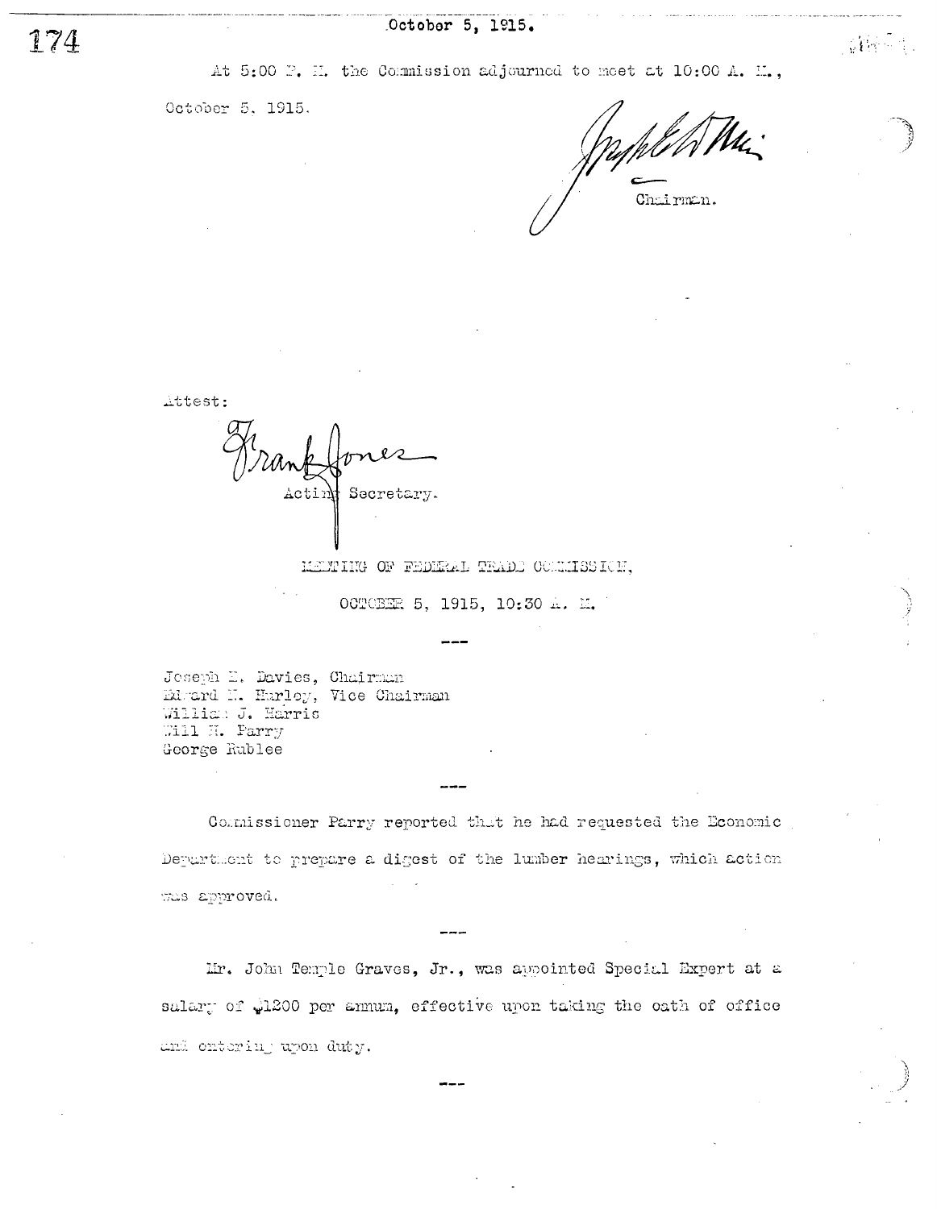At 5:00 P. M. the Commission adjourned to meet at 10:00 A. M., October 5, 1915.

Chairman.

Attest:

Frank Jones
Acting Secretary.

MEETING OF FEDERAL TRADE COMMISSION,

OCTOBER 5, 1915, 10:30 A. M.

---

Joseph E. Davies, Chairman
Edward N. Hurley, Vice Chairman
William J. Harris
Will H. Parry
George Rublee

---

Commissioner Parry reported that he had requested the Economic Department to prepare a digest of the lumber hearings, which action was approved.

---

Mr. John Temple Graves, Jr., was appointed Special Expert at a salary of $1200 per annum, effective upon taking the oath of office and entering upon duty.

---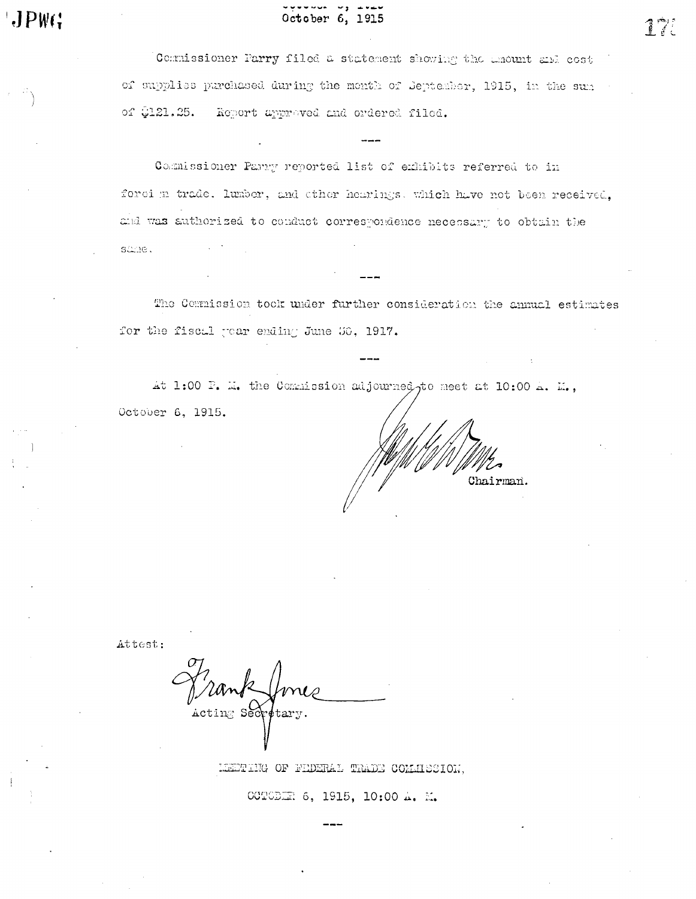Commissioner Parry filed a statement showing the amount and cost of supplies purchased during the month of September, 1915, in the sum of $121.25. Report approved and ordered filed.

---

Commissioner Parry reported list of exhibits referred to in foreign trade, lumber, and other hearings, which have not been received, and was authorized to conduct correspondence necessary to obtain the same.

---

The Commission took under further consideration the annual estimates for the fiscal year ending June 30, 1917.

---

At 1:00 P. M. the Commission adjourned to meet at 10:00 A. M., October 6, 1915.

Chairman.

Attest:

Frank Jones
Acting Secretary.

MEETING OF FEDERAL TRADE COMMISSION,

OCTOBER 6, 1915, 10:00 A. M.

---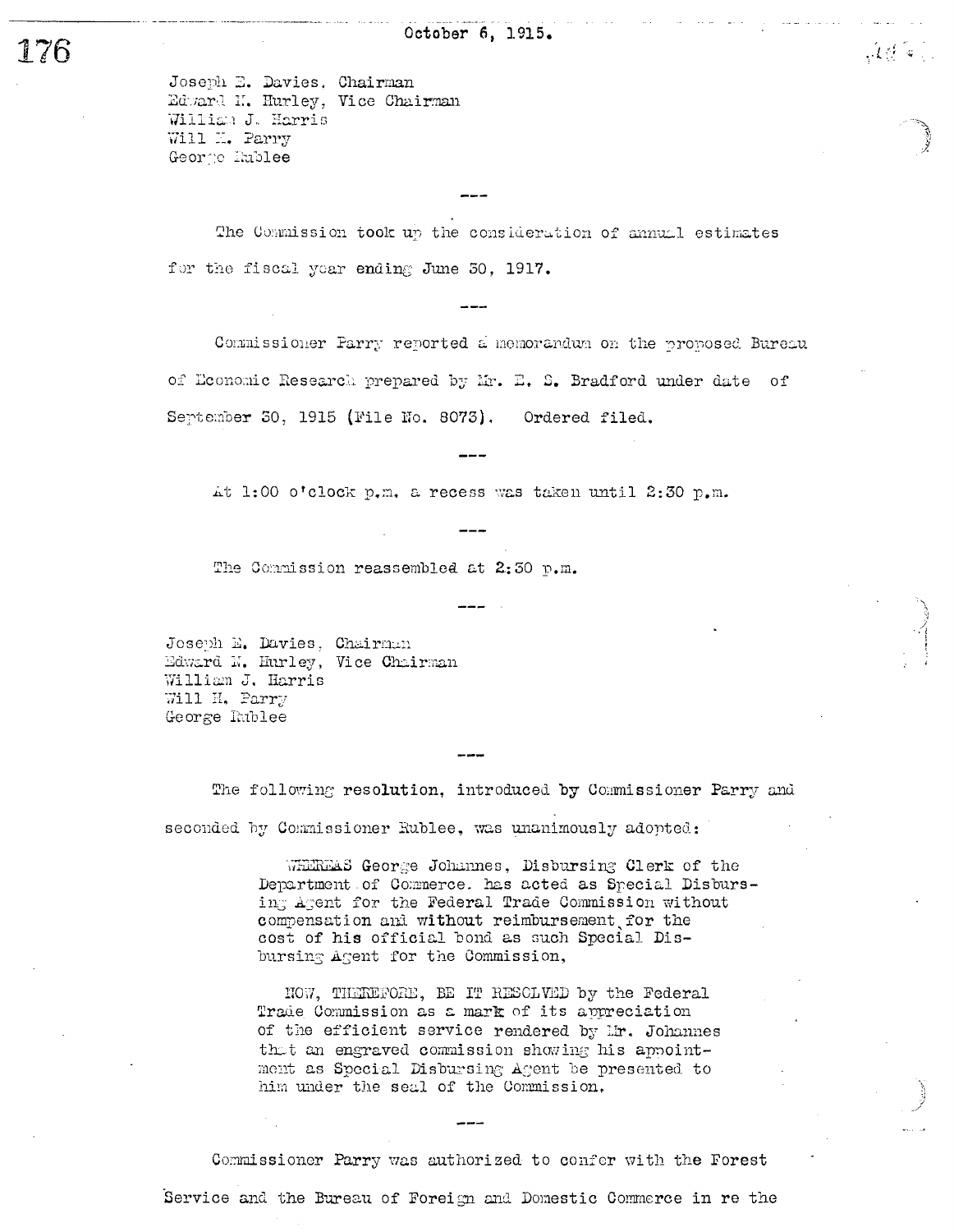October 6, 1915.

Joseph E. Davies, Chairman
Edward N. Hurley, Vice Chairman
William J. Harris
Will H. Parry
George Rublee

---

The Commission took up the consideration of annual estimates for the fiscal year ending June 30, 1917.

---

Commissioner Parry reported a memorandum on the proposed Bureau of Economic Research prepared by Mr. E. S. Bradford under date of September 30, 1915 (File No. 8073). Ordered filed.

---

At 1:00 o'clock p.m. a recess was taken until 2:30 p.m.

---

The Commission reassembled at 2:30 p.m.

---

Joseph E. Davies, Chairman
Edward N. Hurley, Vice Chairman
William J. Harris
Will H. Parry
George Rublee

---

The following resolution, introduced by Commissioner Parry and seconded by Commissioner Rublee, was unanimously adopted:

> WHEREAS George Johannes, Disbursing Clerk of the Department of Commerce, has acted as Special Disbursing Agent for the Federal Trade Commission without compensation and without reimbursement for the cost of his official bond as such Special Disbursing Agent for the Commission,
>
> NOW, THEREFORE, BE IT RESOLVED by the Federal Trade Commission as a mark of its appreciation of the efficient service rendered by Mr. Johannes that an engraved commission showing his appointment as Special Disbursing Agent be presented to him under the seal of the Commission.

---

Commissioner Parry was authorized to confer with the Forest Service and the Bureau of Foreign and Domestic Commerce in re the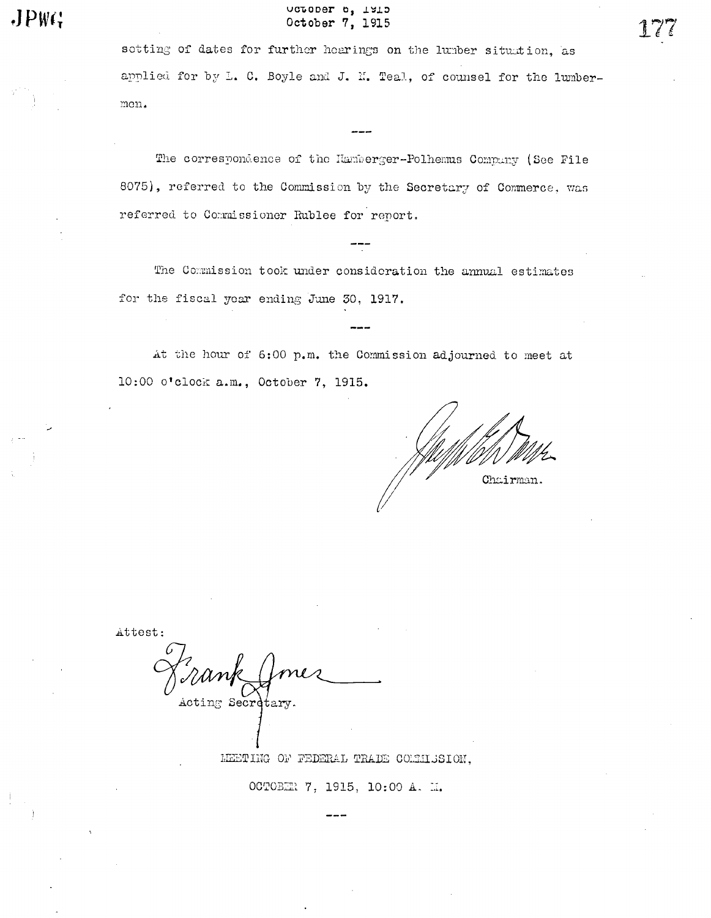setting of dates for further hearings on the lumber situation, as applied for by L. C. Boyle and J. N. Teal, of counsel for the lumbermen.

---

The correspondence of the Hamberger-Polhemus Company (See File 8075), referred to the Commission by the Secretary of Commerce, was referred to Commissioner Rublee for report.

---

The Commission took under consideration the annual estimates for the fiscal year ending June 30, 1917.

---

At the hour of 6:00 p.m. the Commission adjourned to meet at 10:00 o'clock a.m., October 7, 1915.

Chairman.

Attest:

Frank Jones
Acting Secretary.

MEETING OF FEDERAL TRADE COMMISSION,

OCTOBER 7, 1915, 10:00 A. M.

---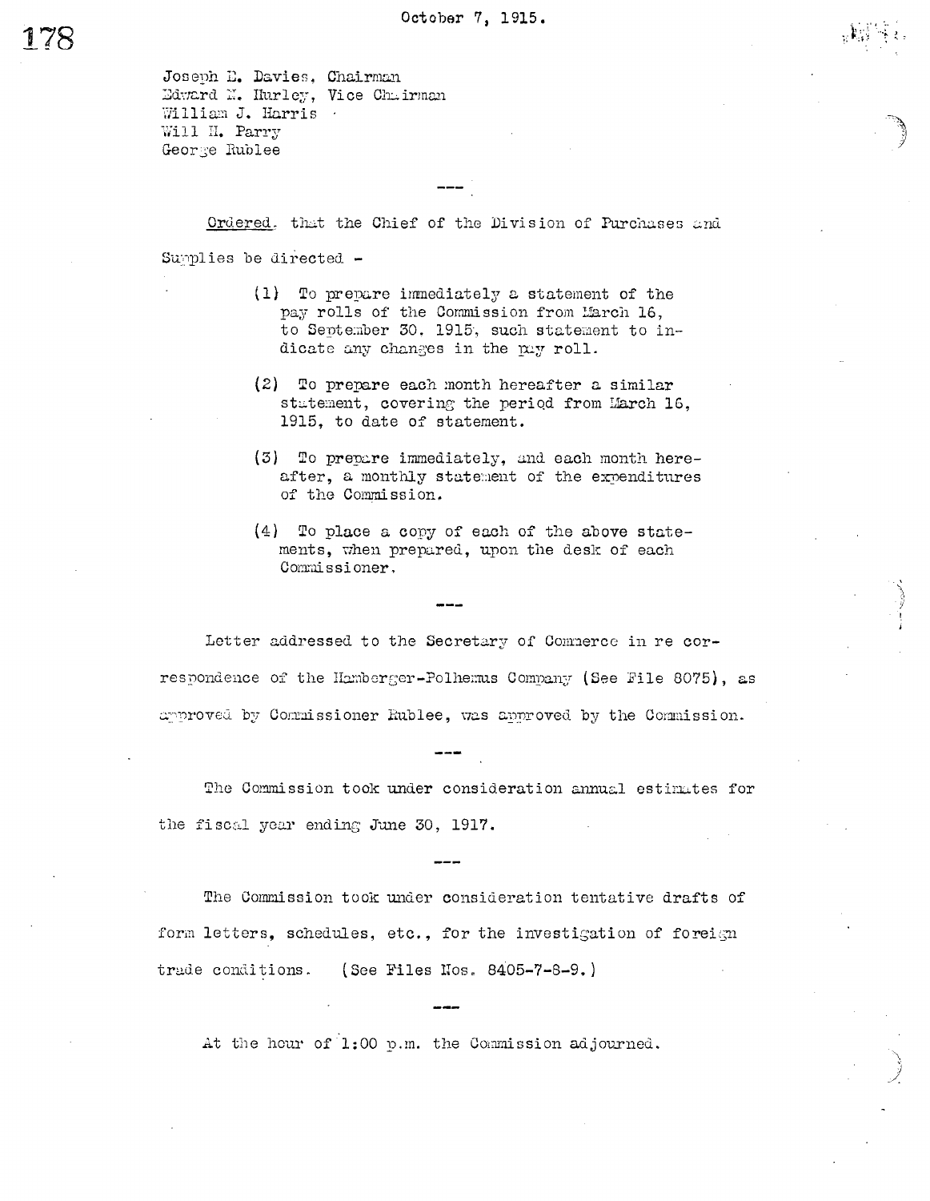October 7, 1915.

Joseph E. Davies, Chairman
Edward N. Hurley, Vice Chairman
William J. Harris
Will H. Parry
George Rublee

---

Ordered, that the Chief of the Division of Purchases and Supplies be directed -

(1) To prepare immediately a statement of the pay rolls of the Commission from March 16, to September 30, 1915, such statement to indicate any changes in the pay roll.

(2) To prepare each month hereafter a similar statement, covering the period from March 16, 1915, to date of statement.

(3) To prepare immediately, and each month hereafter, a monthly statement of the expenditures of the Commission.

(4) To place a copy of each of the above statements, when prepared, upon the desk of each Commissioner.

---

Letter addressed to the Secretary of Commerce in re correspondence of the Hamberger-Polhemus Company (See File 8075), as approved by Commissioner Rublee, was approved by the Commission.

---

The Commission took under consideration annual estimates for the fiscal year ending June 30, 1917.

---

The Commission took under consideration tentative drafts of form letters, schedules, etc., for the investigation of foreign trade conditions. (See Files Nos. 8405-7-8-9.)

---

At the hour of 1:00 p.m. the Commission adjourned.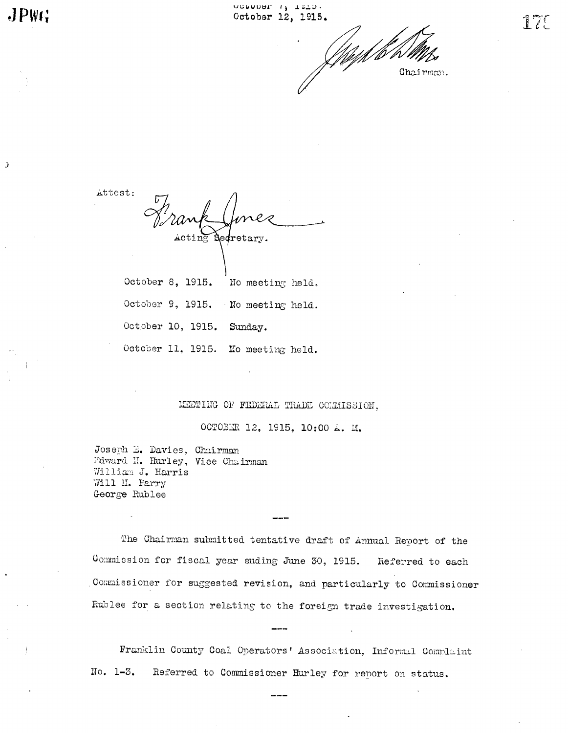October 7, 1915.
October 12, 1915.

Chairman.

Attest:

Frank Jones
Acting Secretary.

October 8, 1915. No meeting held.

October 9, 1915. No meeting held.

October 10, 1915. Sunday.

October 11, 1915. No meeting held.

## MEETING OF FEDERAL TRADE COMMISSION,

## OCTOBER 12, 1915, 10:00 A. M.

Joseph E. Davies, Chairman
Edward N. Hurley, Vice Chairman
William J. Harris
Will H. Parry
George Rublee

---

The Chairman submitted tentative draft of Annual Report of the Commission for fiscal year ending June 30, 1915. Referred to each Commissioner for suggested revision, and particularly to Commissioner Rublee for a section relating to the foreign trade investigation.

---

Franklin County Coal Operators' Association, Informal Complaint No. 1-3. Referred to Commissioner Hurley for report on status.

---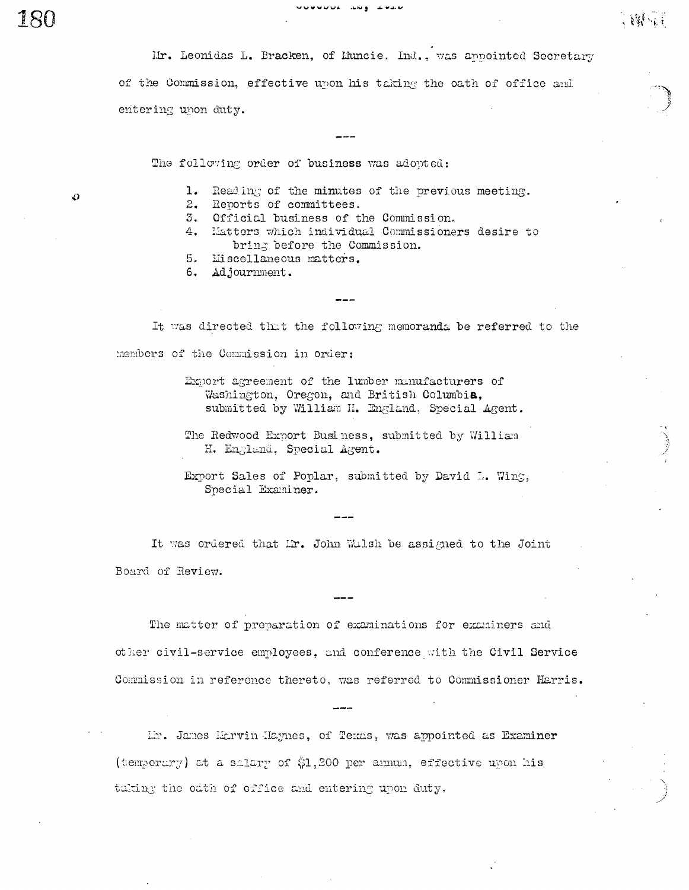Mr. Leonidas L. Bracken, of Muncie, Ind., was appointed Secretary of the Commission, effective upon his taking the oath of office and entering upon duty.

---

The following order of business was adopted:

1. Reading of the minutes of the previous meeting.
2. Reports of committees.
3. Official business of the Commission.
4. Matters which individual Commissioners desire to bring before the Commission.
5. Miscellaneous matters.
6. Adjournment.

---

It was directed that the following memoranda be referred to the members of the Commission in order:

> Export agreement of the lumber manufacturers of Washington, Oregon, and British Columbia, submitted by William H. England, Special Agent.
>
> The Redwood Export Business, submitted by William H. England, Special Agent.
>
> Export Sales of Poplar, submitted by David L. Wing, Special Examiner.

---

It was ordered that Mr. John Walsh be assigned to the Joint Board of Review.

---

The matter of preparation of examinations for examiners and other civil-service employees, and conference with the Civil Service Commission in reference thereto, was referred to Commissioner Harris.

---

Mr. James Marvin Haynes, of Texas, was appointed as Examiner (temporary) at a salary of $1,200 per annum, effective upon his taking the oath of office and entering upon duty.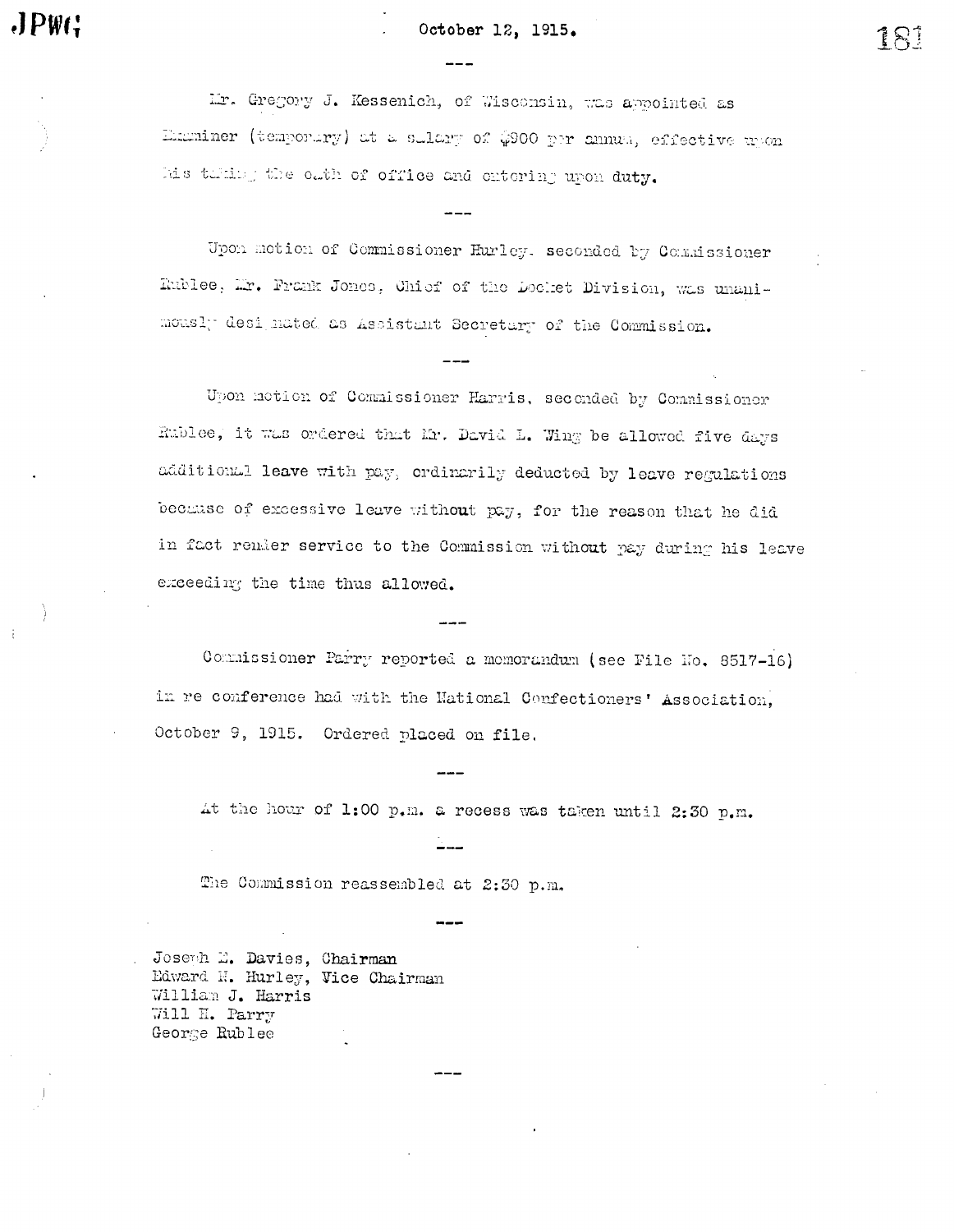October 12, 1915.

---

Mr. Gregory J. Kessenich, of Wisconsin, was appointed as Examiner (temporary) at a salary of $900 per annum, effective upon his taking the oath of office and entering upon duty.

---

Upon motion of Commissioner Hurley, seconded by Commissioner Rublee, Mr. Frank Jones, Chief of the Docket Division, was unanimously designated as Assistant Secretary of the Commission.

---

Upon motion of Commissioner Harris, seconded by Commissioner Rublee, it was ordered that Mr. David L. Wing be allowed five days additional leave with pay, ordinarily deducted by leave regulations because of excessive leave without pay, for the reason that he did in fact render service to the Commission without pay during his leave exceeding the time thus allowed.

---

Commissioner Parry reported a memorandum (see File No. 8517-16) in re conference had with the National Confectioners' Association, October 9, 1915. Ordered placed on file.

---

At the hour of 1:00 p.m. a recess was taken until 2:30 p.m.

---

The Commission reassembled at 2:30 p.m.

---

Joseph E. Davies, Chairman
Edward N. Hurley, Vice Chairman
William J. Harris
Will H. Parry
George Rublee

---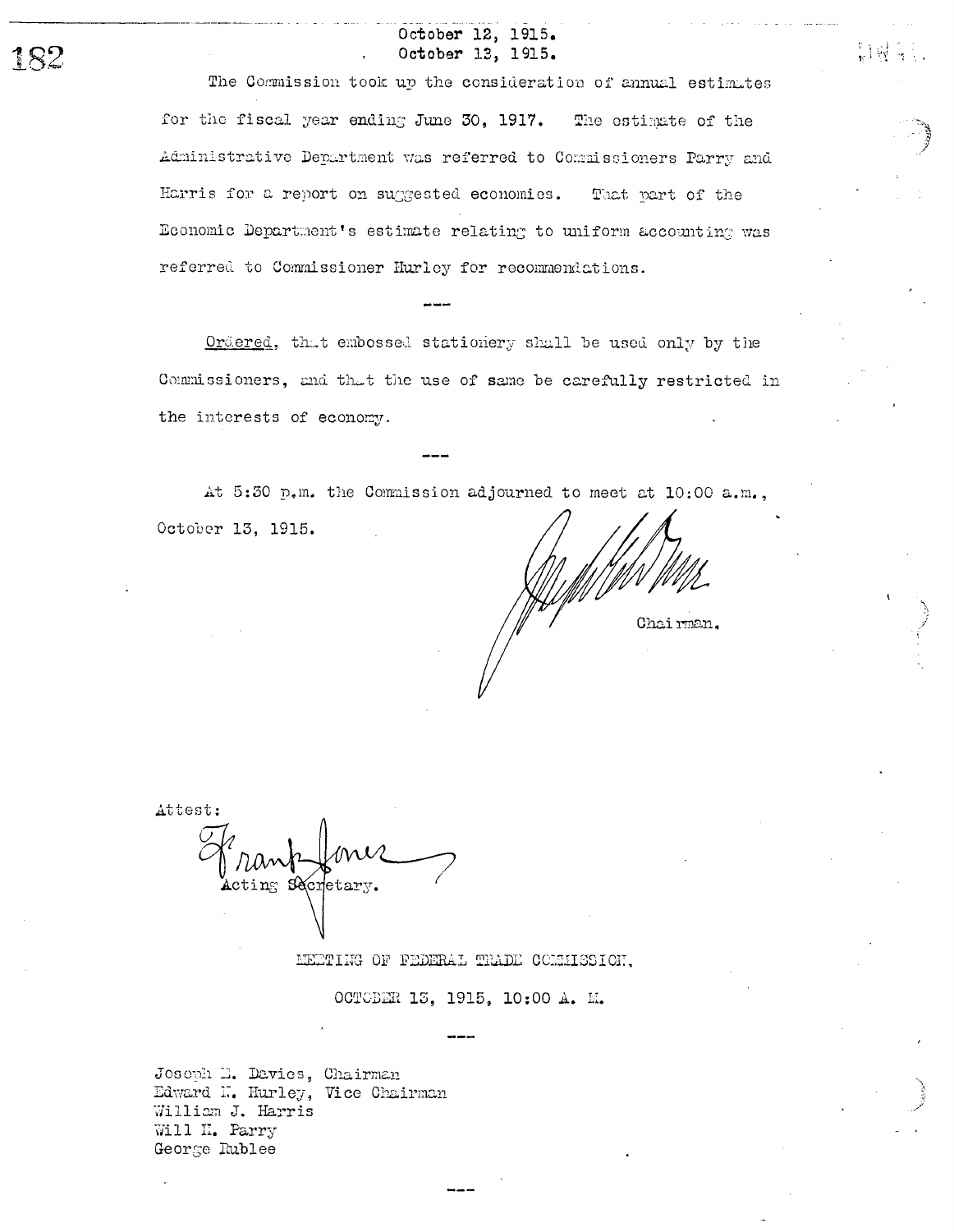October 12, 1915.
October 13, 1915.

The Commission took up the consideration of annual estimates for the fiscal year ending June 30, 1917. The estimate of the Administrative Department was referred to Commissioners Parry and Harris for a report on suggested economies. That part of the Economic Department's estimate relating to uniform accounting was referred to Commissioner Hurley for recommendations.

---

Ordered, that embossed stationery shall be used only by the Commissioners, and that the use of same be carefully restricted in the interests of economy.

---

At 5:30 p.m. the Commission adjourned to meet at 10:00 a.m., October 13, 1915.

Chairman.

Attest:

Acting Secretary.

MEETING OF FEDERAL TRADE COMMISSION,

OCTOBER 13, 1915, 10:00 A. M.

---

Joseph E. Davies, Chairman
Edward N. Hurley, Vice Chairman
William J. Harris
Will H. Parry
George Rublee

---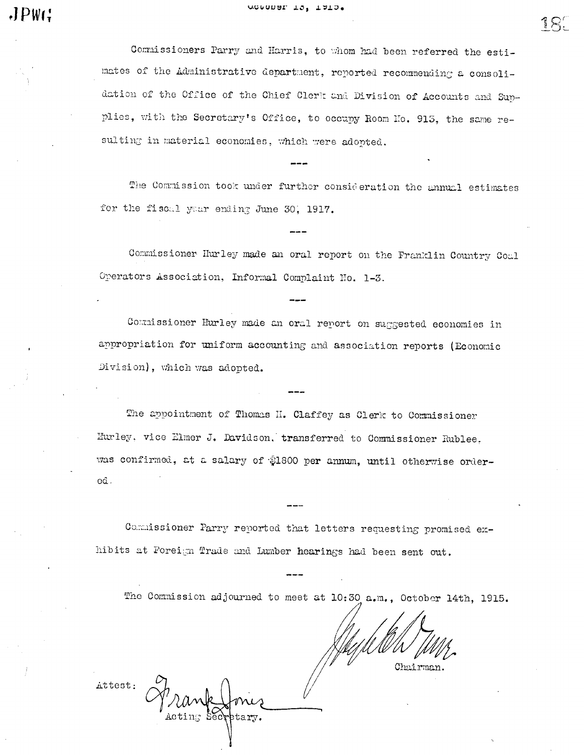Commissioners Parry and Harris, to whom had been referred the estimates of the Administrative department, reported recommending a consolidation of the Office of the Chief Clerk and Division of Accounts and Supplies, with the Secretary's Office, to occupy Room No. 915, the same resulting in material economies, which were adopted.

---

The Commission took under further consideration the annual estimates for the fiscal year ending June 30, 1917.

---

Commissioner Hurley made an oral report on the Franklin Country Coal Operators Association, Informal Complaint No. 1-3.

---

Commissioner Hurley made an oral report on suggested economies in appropriation for uniform accounting and association reports (Economic Division), which was adopted.

---

The appointment of Thomas H. Claffey as Clerk to Commissioner Hurley, vice Elmer J. Davidson, transferred to Commissioner Rublee, was confirmed, at a salary of $1800 per annum, until otherwise ordered.

---

Commissioner Parry reported that letters requesting promised exhibits at Foreign Trade and Lumber hearings had been sent out.

---

The Commission adjourned to meet at 10:30 a.m., October 14th, 1915.

Chairman.

Attest:

Frank Jones

Acting Secretary.